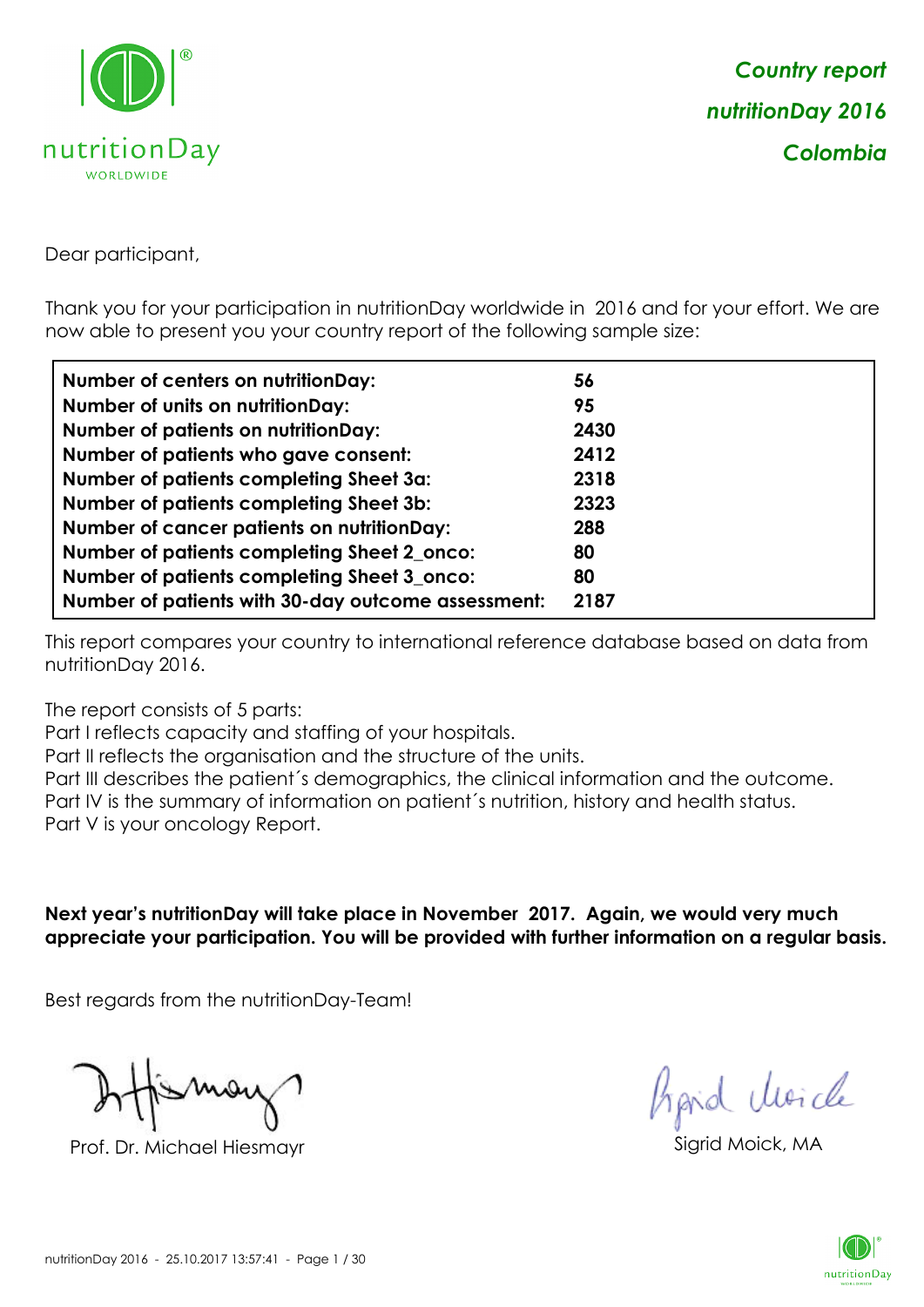***Country report***

***nutritionDay 2016***

***Colombia***

Dear participant,

Thank you for your participation in nutritionDay worldwide in 2016 and for your effort. We are now able to present you your country report of the following sample size:

| | |
|---|---|
| **Number of centers on nutritionDay:** | **56** |
| **Number of units on nutritionDay:** | **95** |
| **Number of patients on nutritionDay:** | **2430** |
| **Number of patients who gave consent:** | **2412** |
| **Number of patients completing Sheet 3a:** | **2318** |
| **Number of patients completing Sheet 3b:** | **2323** |
| **Number of cancer patients on nutritionDay:** | **288** |
| **Number of patients completing Sheet 2_onco:** | **80** |
| **Number of patients completing Sheet 3_onco:** | **80** |
| **Number of patients with 30-day outcome assessment:** | **2187** |

This report compares your country to international reference database based on data from nutritionDay 2016.

The report consists of 5 parts:
Part I reflects capacity and staffing of your hospitals.
Part II reflects the organisation and the structure of the units.
Part III describes the patient´s demographics, the clinical information and the outcome.
Part IV is the summary of information on patient´s nutrition, history and health status.
Part V is your oncology Report.

**Next year's nutritionDay will take place in November 2017. Again, we would very much appreciate your participation. You will be provided with further information on a regular basis.**

Best regards from the nutritionDay-Team!

Prof. Dr. Michael Hiesmayr

Sigrid Moick, MA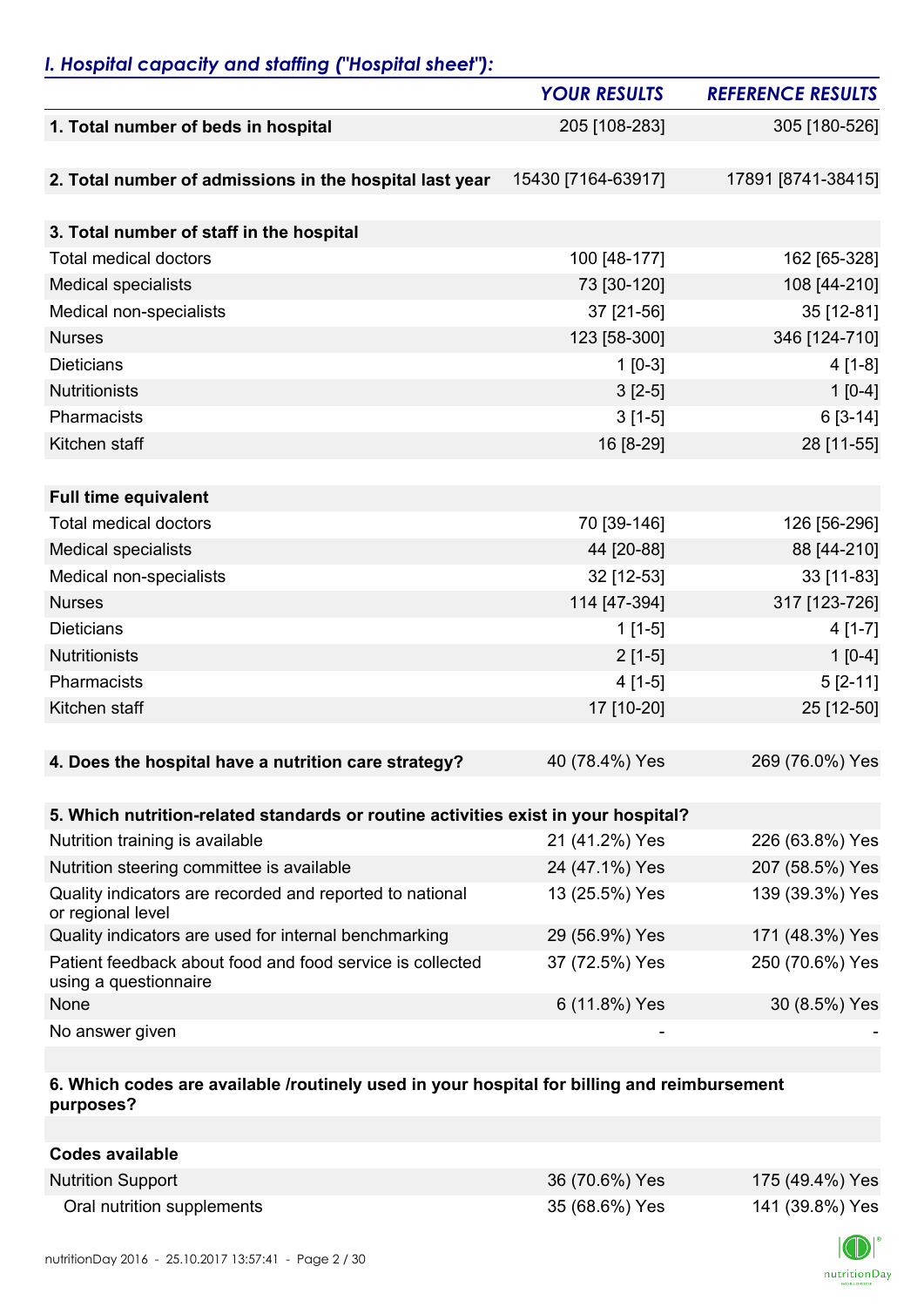## *I. Hospital capacity and staffing ("Hospital sheet"):*

| | *YOUR RESULTS* | *REFERENCE RESULTS* |
|---|---|---|
| **1. Total number of beds in hospital** | 205 [108-283] | 305 [180-526] |
| **2. Total number of admissions in the hospital last year** | 15430 [7164-63917] | 17891 [8741-38415] |
| **3. Total number of staff in the hospital** | | |
| Total medical doctors | 100 [48-177] | 162 [65-328] |
| Medical specialists | 73 [30-120] | 108 [44-210] |
| Medical non-specialists | 37 [21-56] | 35 [12-81] |
| Nurses | 123 [58-300] | 346 [124-710] |
| Dieticians | 1 [0-3] | 4 [1-8] |
| Nutritionists | 3 [2-5] | 1 [0-4] |
| Pharmacists | 3 [1-5] | 6 [3-14] |
| Kitchen staff | 16 [8-29] | 28 [11-55] |
| **Full time equivalent** | | |
| Total medical doctors | 70 [39-146] | 126 [56-296] |
| Medical specialists | 44 [20-88] | 88 [44-210] |
| Medical non-specialists | 32 [12-53] | 33 [11-83] |
| Nurses | 114 [47-394] | 317 [123-726] |
| Dieticians | 1 [1-5] | 4 [1-7] |
| Nutritionists | 2 [1-5] | 1 [0-4] |
| Pharmacists | 4 [1-5] | 5 [2-11] |
| Kitchen staff | 17 [10-20] | 25 [12-50] |
| **4. Does the hospital have a nutrition care strategy?** | 40 (78.4%) Yes | 269 (76.0%) Yes |
| **5. Which nutrition-related standards or routine activities exist in your hospital?** | | |
| Nutrition training is available | 21 (41.2%) Yes | 226 (63.8%) Yes |
| Nutrition steering committee is available | 24 (47.1%) Yes | 207 (58.5%) Yes |
| Quality indicators are recorded and reported to national or regional level | 13 (25.5%) Yes | 139 (39.3%) Yes |
| Quality indicators are used for internal benchmarking | 29 (56.9%) Yes | 171 (48.3%) Yes |
| Patient feedback about food and food service is collected using a questionnaire | 37 (72.5%) Yes | 250 (70.6%) Yes |
| None | 6 (11.8%) Yes | 30 (8.5%) Yes |
| No answer given | - | - |
| **6. Which codes are available /routinely used in your hospital for billing and reimbursement purposes?** | | |
| **Codes available** | | |
| Nutrition Support | 36 (70.6%) Yes | 175 (49.4%) Yes |
| Oral nutrition supplements | 35 (68.6%) Yes | 141 (39.8%) Yes |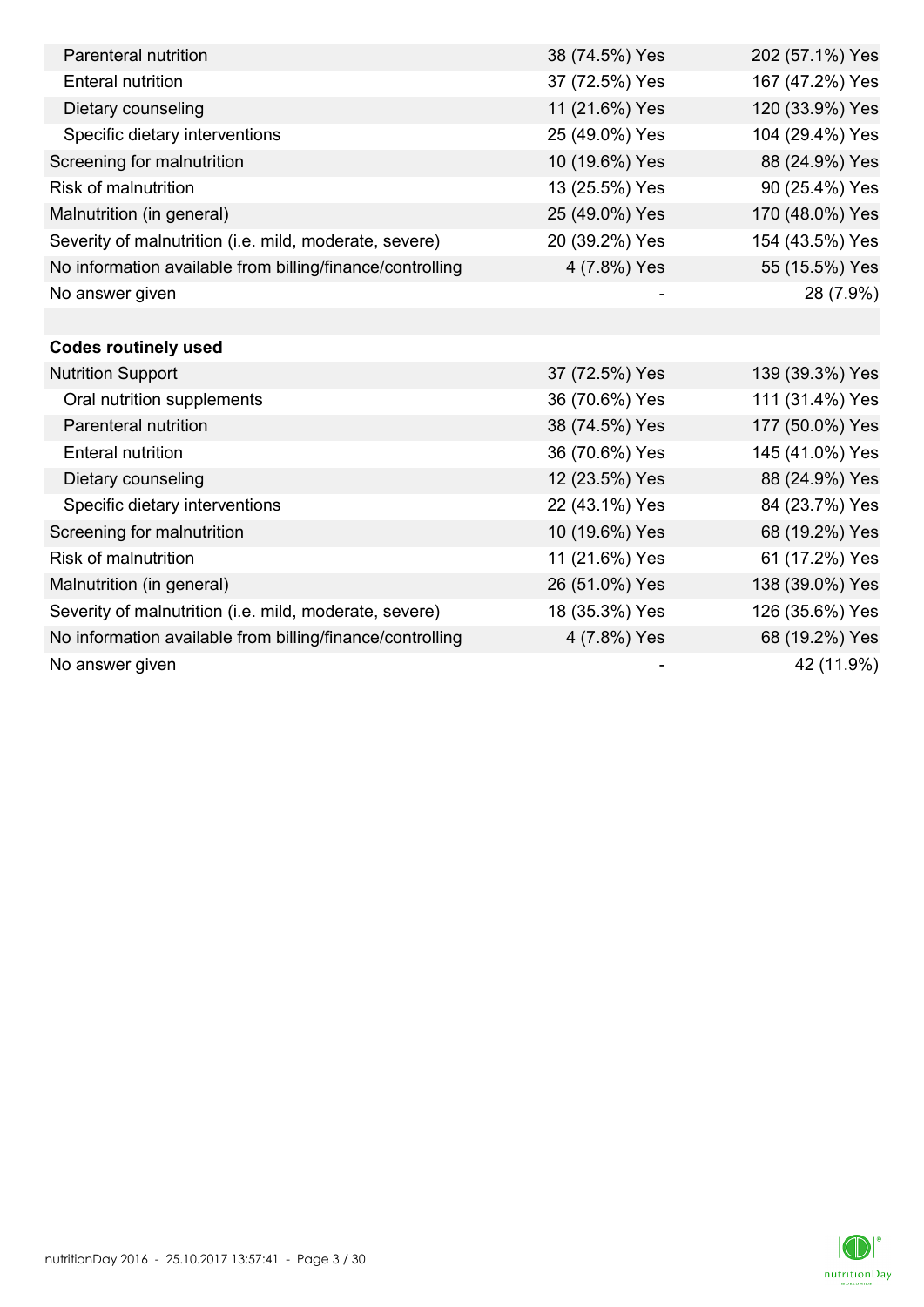| | | |
|---|---|---|
| Parenteral nutrition | 38 (74.5%) Yes | 202 (57.1%) Yes |
| Enteral nutrition | 37 (72.5%) Yes | 167 (47.2%) Yes |
| Dietary counseling | 11 (21.6%) Yes | 120 (33.9%) Yes |
| Specific dietary interventions | 25 (49.0%) Yes | 104 (29.4%) Yes |
| Screening for malnutrition | 10 (19.6%) Yes | 88 (24.9%) Yes |
| Risk of malnutrition | 13 (25.5%) Yes | 90 (25.4%) Yes |
| Malnutrition (in general) | 25 (49.0%) Yes | 170 (48.0%) Yes |
| Severity of malnutrition (i.e. mild, moderate, severe) | 20 (39.2%) Yes | 154 (43.5%) Yes |
| No information available from billing/finance/controlling | 4 (7.8%) Yes | 55 (15.5%) Yes |
| No answer given | - | 28 (7.9%) |
| | | |
| **Codes routinely used** | | |
| Nutrition Support | 37 (72.5%) Yes | 139 (39.3%) Yes |
| Oral nutrition supplements | 36 (70.6%) Yes | 111 (31.4%) Yes |
| Parenteral nutrition | 38 (74.5%) Yes | 177 (50.0%) Yes |
| Enteral nutrition | 36 (70.6%) Yes | 145 (41.0%) Yes |
| Dietary counseling | 12 (23.5%) Yes | 88 (24.9%) Yes |
| Specific dietary interventions | 22 (43.1%) Yes | 84 (23.7%) Yes |
| Screening for malnutrition | 10 (19.6%) Yes | 68 (19.2%) Yes |
| Risk of malnutrition | 11 (21.6%) Yes | 61 (17.2%) Yes |
| Malnutrition (in general) | 26 (51.0%) Yes | 138 (39.0%) Yes |
| Severity of malnutrition (i.e. mild, moderate, severe) | 18 (35.3%) Yes | 126 (35.6%) Yes |
| No information available from billing/finance/controlling | 4 (7.8%) Yes | 68 (19.2%) Yes |
| No answer given | - | 42 (11.9%) |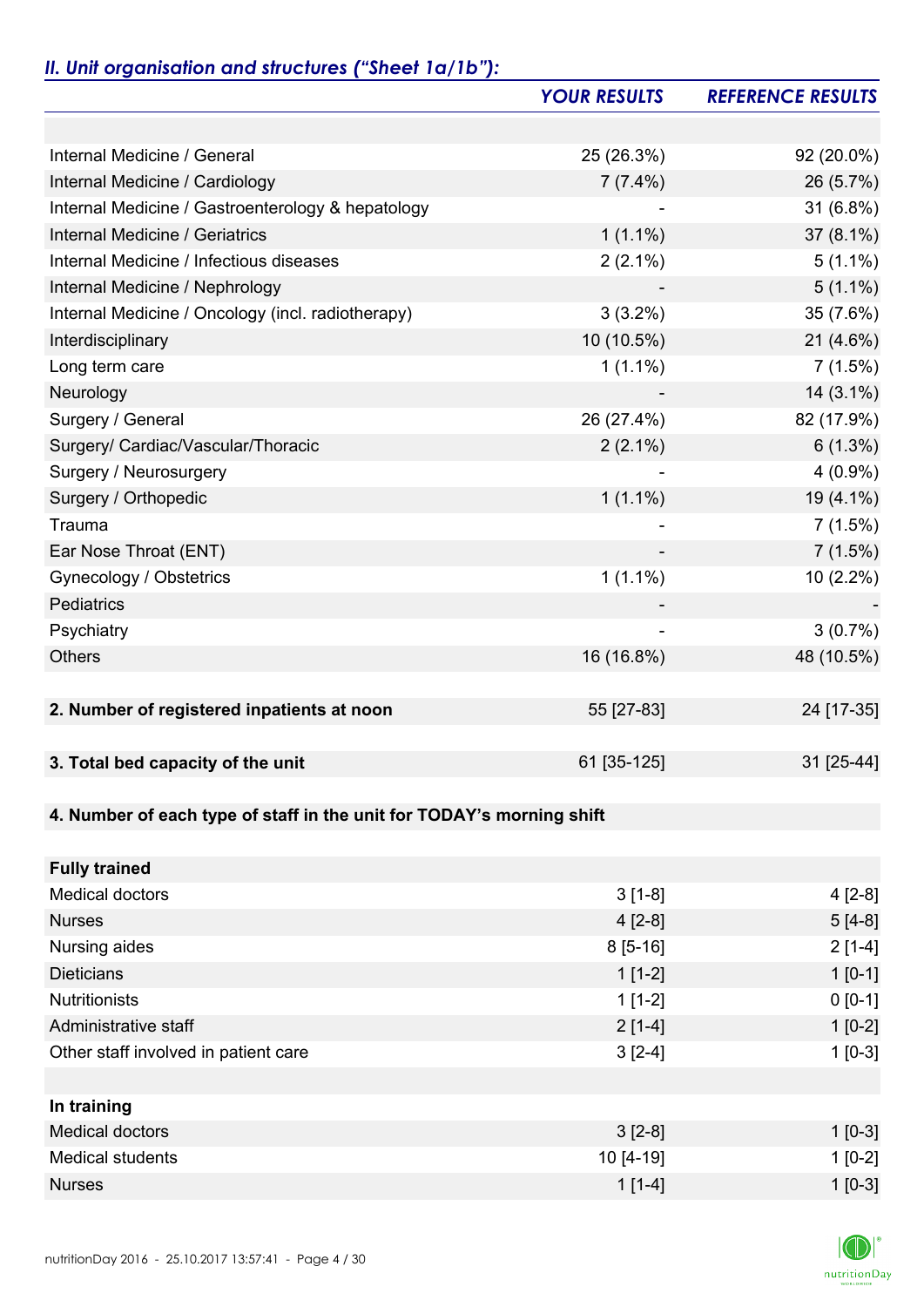## *II. Unit organisation and structures ("Sheet 1a/1b"):*

| | *YOUR RESULTS* | *REFERENCE RESULTS* |
|---|---|---|
| | | |
| Internal Medicine / General | 25 (26.3%) | 92 (20.0%) |
| Internal Medicine / Cardiology | 7 (7.4%) | 26 (5.7%) |
| Internal Medicine / Gastroenterology & hepatology | - | 31 (6.8%) |
| Internal Medicine / Geriatrics | 1 (1.1%) | 37 (8.1%) |
| Internal Medicine / Infectious diseases | 2 (2.1%) | 5 (1.1%) |
| Internal Medicine / Nephrology | - | 5 (1.1%) |
| Internal Medicine / Oncology (incl. radiotherapy) | 3 (3.2%) | 35 (7.6%) |
| Interdisciplinary | 10 (10.5%) | 21 (4.6%) |
| Long term care | 1 (1.1%) | 7 (1.5%) |
| Neurology | - | 14 (3.1%) |
| Surgery / General | 26 (27.4%) | 82 (17.9%) |
| Surgery/ Cardiac/Vascular/Thoracic | 2 (2.1%) | 6 (1.3%) |
| Surgery / Neurosurgery | - | 4 (0.9%) |
| Surgery / Orthopedic | 1 (1.1%) | 19 (4.1%) |
| Trauma | - | 7 (1.5%) |
| Ear Nose Throat (ENT) | - | 7 (1.5%) |
| Gynecology / Obstetrics | 1 (1.1%) | 10 (2.2%) |
| Pediatrics | - | - |
| Psychiatry | - | 3 (0.7%) |
| Others | 16 (16.8%) | 48 (10.5%) |
| | | |
| **2. Number of registered inpatients at noon** | 55 [27-83] | 24 [17-35] |
| | | |
| **3. Total bed capacity of the unit** | 61 [35-125] | 31 [25-44] |
| | | |
| **4. Number of each type of staff in the unit for TODAY's morning shift** | | |
| | | |
| **Fully trained** | | |
| Medical doctors | 3 [1-8] | 4 [2-8] |
| Nurses | 4 [2-8] | 5 [4-8] |
| Nursing aides | 8 [5-16] | 2 [1-4] |
| Dieticians | 1 [1-2] | 1 [0-1] |
| Nutritionists | 1 [1-2] | 0 [0-1] |
| Administrative staff | 2 [1-4] | 1 [0-2] |
| Other staff involved in patient care | 3 [2-4] | 1 [0-3] |
| | | |
| **In training** | | |
| Medical doctors | 3 [2-8] | 1 [0-3] |
| Medical students | 10 [4-19] | 1 [0-2] |
| Nurses | 1 [1-4] | 1 [0-3] |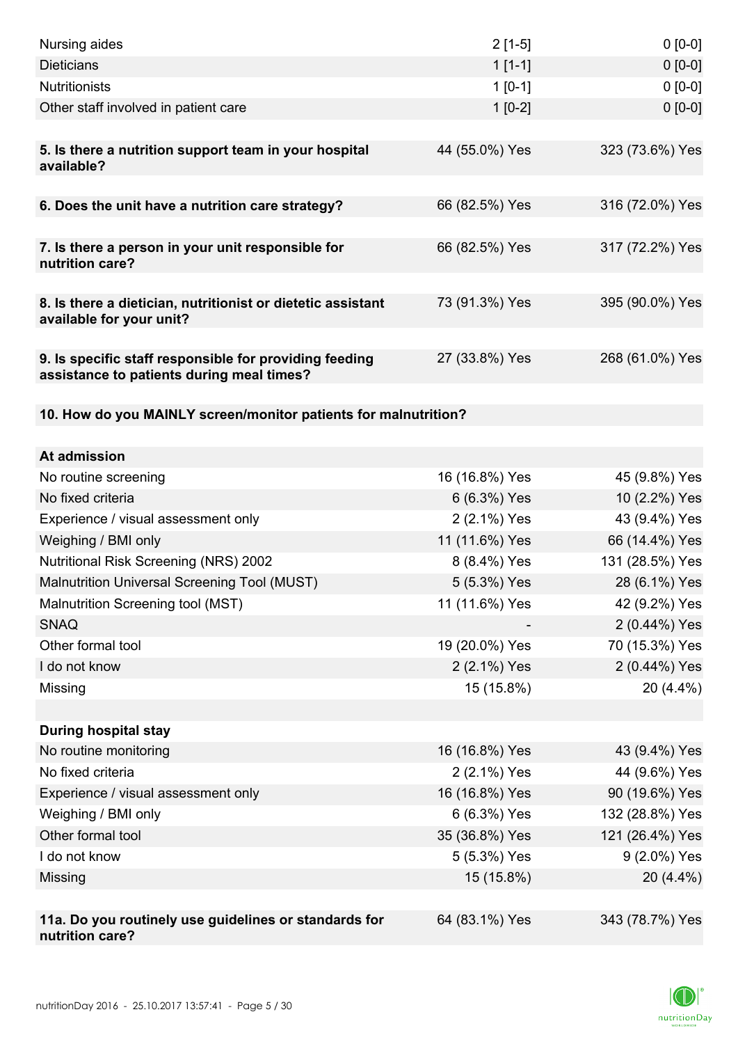| | | |
|---|---|---|
| Nursing aides | 2 [1-5] | 0 [0-0] |
| Dieticians | 1 [1-1] | 0 [0-0] |
| Nutritionists | 1 [0-1] | 0 [0-0] |
| Other staff involved in patient care | 1 [0-2] | 0 [0-0] |
| | | |
| **5. Is there a nutrition support team in your hospital available?** | 44 (55.0%) Yes | 323 (73.6%) Yes |
| | | |
| **6. Does the unit have a nutrition care strategy?** | 66 (82.5%) Yes | 316 (72.0%) Yes |
| | | |
| **7. Is there a person in your unit responsible for nutrition care?** | 66 (82.5%) Yes | 317 (72.2%) Yes |
| | | |
| **8. Is there a dietician, nutritionist or dietetic assistant available for your unit?** | 73 (91.3%) Yes | 395 (90.0%) Yes |
| | | |
| **9. Is specific staff responsible for providing feeding assistance to patients during meal times?** | 27 (33.8%) Yes | 268 (61.0%) Yes |
| | | |
| **10. How do you MAINLY screen/monitor patients for malnutrition?** | | |
| | | |
| **At admission** | | |
| No routine screening | 16 (16.8%) Yes | 45 (9.8%) Yes |
| No fixed criteria | 6 (6.3%) Yes | 10 (2.2%) Yes |
| Experience / visual assessment only | 2 (2.1%) Yes | 43 (9.4%) Yes |
| Weighing / BMI only | 11 (11.6%) Yes | 66 (14.4%) Yes |
| Nutritional Risk Screening (NRS) 2002 | 8 (8.4%) Yes | 131 (28.5%) Yes |
| Malnutrition Universal Screening Tool (MUST) | 5 (5.3%) Yes | 28 (6.1%) Yes |
| Malnutrition Screening tool (MST) | 11 (11.6%) Yes | 42 (9.2%) Yes |
| SNAQ | - | 2 (0.44%) Yes |
| Other formal tool | 19 (20.0%) Yes | 70 (15.3%) Yes |
| I do not know | 2 (2.1%) Yes | 2 (0.44%) Yes |
| Missing | 15 (15.8%) | 20 (4.4%) |
| | | |
| **During hospital stay** | | |
| No routine monitoring | 16 (16.8%) Yes | 43 (9.4%) Yes |
| No fixed criteria | 2 (2.1%) Yes | 44 (9.6%) Yes |
| Experience / visual assessment only | 16 (16.8%) Yes | 90 (19.6%) Yes |
| Weighing / BMI only | 6 (6.3%) Yes | 132 (28.8%) Yes |
| Other formal tool | 35 (36.8%) Yes | 121 (26.4%) Yes |
| I do not know | 5 (5.3%) Yes | 9 (2.0%) Yes |
| Missing | 15 (15.8%) | 20 (4.4%) |
| | | |
| **11a. Do you routinely use guidelines or standards for nutrition care?** | 64 (83.1%) Yes | 343 (78.7%) Yes |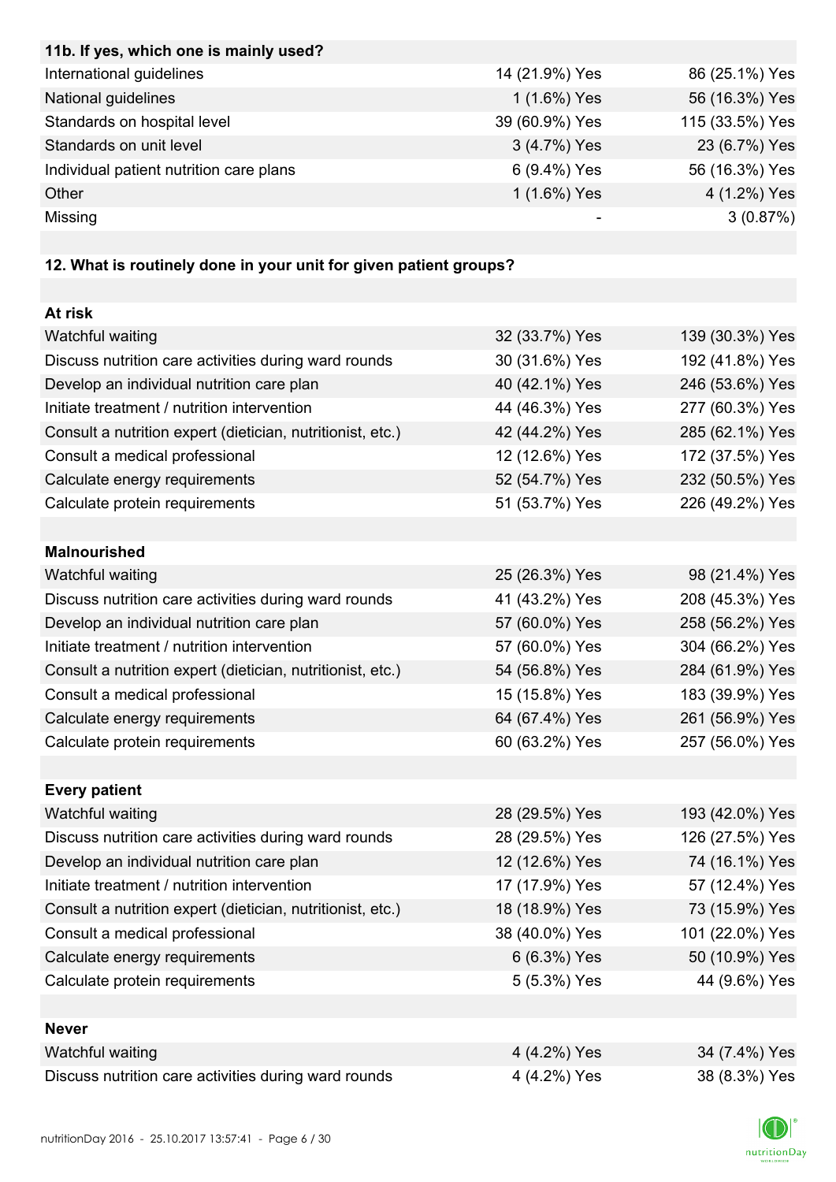| 11b. If yes, which one is mainly used? | | |
|---|---|---|
| International guidelines | 14 (21.9%) Yes | 86 (25.1%) Yes |
| National guidelines | 1 (1.6%) Yes | 56 (16.3%) Yes |
| Standards on hospital level | 39 (60.9%) Yes | 115 (33.5%) Yes |
| Standards on unit level | 3 (4.7%) Yes | 23 (6.7%) Yes |
| Individual patient nutrition care plans | 6 (9.4%) Yes | 56 (16.3%) Yes |
| Other | 1 (1.6%) Yes | 4 (1.2%) Yes |
| Missing | - | 3 (0.87%) |

| 12. What is routinely done in your unit for given patient groups? | | |
|---|---|---|
| **At risk** | | |
| Watchful waiting | 32 (33.7%) Yes | 139 (30.3%) Yes |
| Discuss nutrition care activities during ward rounds | 30 (31.6%) Yes | 192 (41.8%) Yes |
| Develop an individual nutrition care plan | 40 (42.1%) Yes | 246 (53.6%) Yes |
| Initiate treatment / nutrition intervention | 44 (46.3%) Yes | 277 (60.3%) Yes |
| Consult a nutrition expert (dietician, nutritionist, etc.) | 42 (44.2%) Yes | 285 (62.1%) Yes |
| Consult a medical professional | 12 (12.6%) Yes | 172 (37.5%) Yes |
| Calculate energy requirements | 52 (54.7%) Yes | 232 (50.5%) Yes |
| Calculate protein requirements | 51 (53.7%) Yes | 226 (49.2%) Yes |
| **Malnourished** | | |
| Watchful waiting | 25 (26.3%) Yes | 98 (21.4%) Yes |
| Discuss nutrition care activities during ward rounds | 41 (43.2%) Yes | 208 (45.3%) Yes |
| Develop an individual nutrition care plan | 57 (60.0%) Yes | 258 (56.2%) Yes |
| Initiate treatment / nutrition intervention | 57 (60.0%) Yes | 304 (66.2%) Yes |
| Consult a nutrition expert (dietician, nutritionist, etc.) | 54 (56.8%) Yes | 284 (61.9%) Yes |
| Consult a medical professional | 15 (15.8%) Yes | 183 (39.9%) Yes |
| Calculate energy requirements | 64 (67.4%) Yes | 261 (56.9%) Yes |
| Calculate protein requirements | 60 (63.2%) Yes | 257 (56.0%) Yes |
| **Every patient** | | |
| Watchful waiting | 28 (29.5%) Yes | 193 (42.0%) Yes |
| Discuss nutrition care activities during ward rounds | 28 (29.5%) Yes | 126 (27.5%) Yes |
| Develop an individual nutrition care plan | 12 (12.6%) Yes | 74 (16.1%) Yes |
| Initiate treatment / nutrition intervention | 17 (17.9%) Yes | 57 (12.4%) Yes |
| Consult a nutrition expert (dietician, nutritionist, etc.) | 18 (18.9%) Yes | 73 (15.9%) Yes |
| Consult a medical professional | 38 (40.0%) Yes | 101 (22.0%) Yes |
| Calculate energy requirements | 6 (6.3%) Yes | 50 (10.9%) Yes |
| Calculate protein requirements | 5 (5.3%) Yes | 44 (9.6%) Yes |
| **Never** | | |
| Watchful waiting | 4 (4.2%) Yes | 34 (7.4%) Yes |
| Discuss nutrition care activities during ward rounds | 4 (4.2%) Yes | 38 (8.3%) Yes |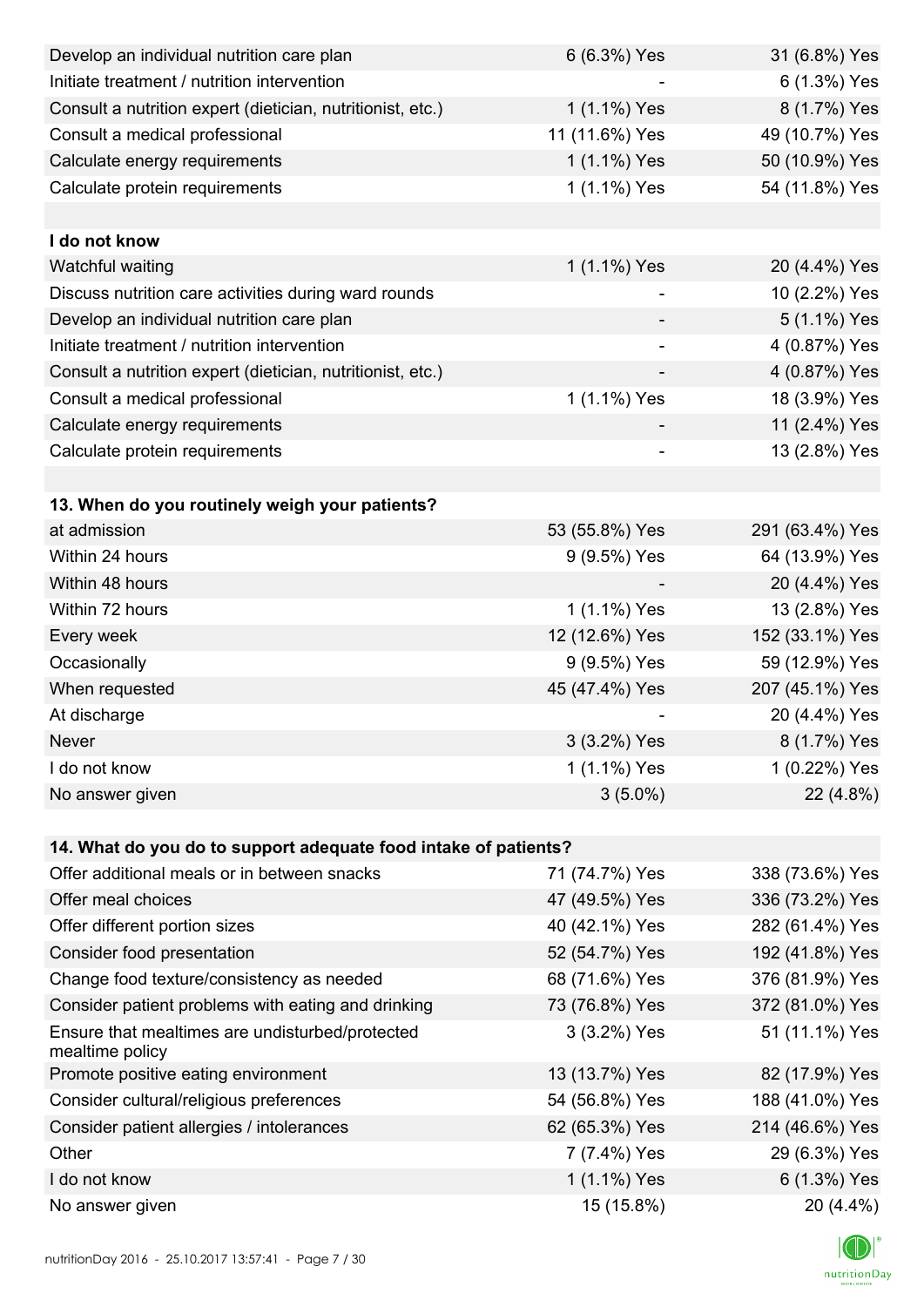| | | |
|---|---|---|
| Develop an individual nutrition care plan | 6 (6.3%) Yes | 31 (6.8%) Yes |
| Initiate treatment / nutrition intervention | - | 6 (1.3%) Yes |
| Consult a nutrition expert (dietician, nutritionist, etc.) | 1 (1.1%) Yes | 8 (1.7%) Yes |
| Consult a medical professional | 11 (11.6%) Yes | 49 (10.7%) Yes |
| Calculate energy requirements | 1 (1.1%) Yes | 50 (10.9%) Yes |
| Calculate protein requirements | 1 (1.1%) Yes | 54 (11.8%) Yes |
| | | |
| **I do not know** | | |
| Watchful waiting | 1 (1.1%) Yes | 20 (4.4%) Yes |
| Discuss nutrition care activities during ward rounds | - | 10 (2.2%) Yes |
| Develop an individual nutrition care plan | - | 5 (1.1%) Yes |
| Initiate treatment / nutrition intervention | - | 4 (0.87%) Yes |
| Consult a nutrition expert (dietician, nutritionist, etc.) | - | 4 (0.87%) Yes |
| Consult a medical professional | 1 (1.1%) Yes | 18 (3.9%) Yes |
| Calculate energy requirements | - | 11 (2.4%) Yes |
| Calculate protein requirements | - | 13 (2.8%) Yes |

| **13. When do you routinely weigh your patients?** | | |
|---|---|---|
| at admission | 53 (55.8%) Yes | 291 (63.4%) Yes |
| Within 24 hours | 9 (9.5%) Yes | 64 (13.9%) Yes |
| Within 48 hours | - | 20 (4.4%) Yes |
| Within 72 hours | 1 (1.1%) Yes | 13 (2.8%) Yes |
| Every week | 12 (12.6%) Yes | 152 (33.1%) Yes |
| Occasionally | 9 (9.5%) Yes | 59 (12.9%) Yes |
| When requested | 45 (47.4%) Yes | 207 (45.1%) Yes |
| At discharge | - | 20 (4.4%) Yes |
| Never | 3 (3.2%) Yes | 8 (1.7%) Yes |
| I do not know | 1 (1.1%) Yes | 1 (0.22%) Yes |
| No answer given | 3 (5.0%) | 22 (4.8%) |

| **14. What do you do to support adequate food intake of patients?** | | |
|---|---|---|
| Offer additional meals or in between snacks | 71 (74.7%) Yes | 338 (73.6%) Yes |
| Offer meal choices | 47 (49.5%) Yes | 336 (73.2%) Yes |
| Offer different portion sizes | 40 (42.1%) Yes | 282 (61.4%) Yes |
| Consider food presentation | 52 (54.7%) Yes | 192 (41.8%) Yes |
| Change food texture/consistency as needed | 68 (71.6%) Yes | 376 (81.9%) Yes |
| Consider patient problems with eating and drinking | 73 (76.8%) Yes | 372 (81.0%) Yes |
| Ensure that mealtimes are undisturbed/protected mealtime policy | 3 (3.2%) Yes | 51 (11.1%) Yes |
| Promote positive eating environment | 13 (13.7%) Yes | 82 (17.9%) Yes |
| Consider cultural/religious preferences | 54 (56.8%) Yes | 188 (41.0%) Yes |
| Consider patient allergies / intolerances | 62 (65.3%) Yes | 214 (46.6%) Yes |
| Other | 7 (7.4%) Yes | 29 (6.3%) Yes |
| I do not know | 1 (1.1%) Yes | 6 (1.3%) Yes |
| No answer given | 15 (15.8%) | 20 (4.4%) |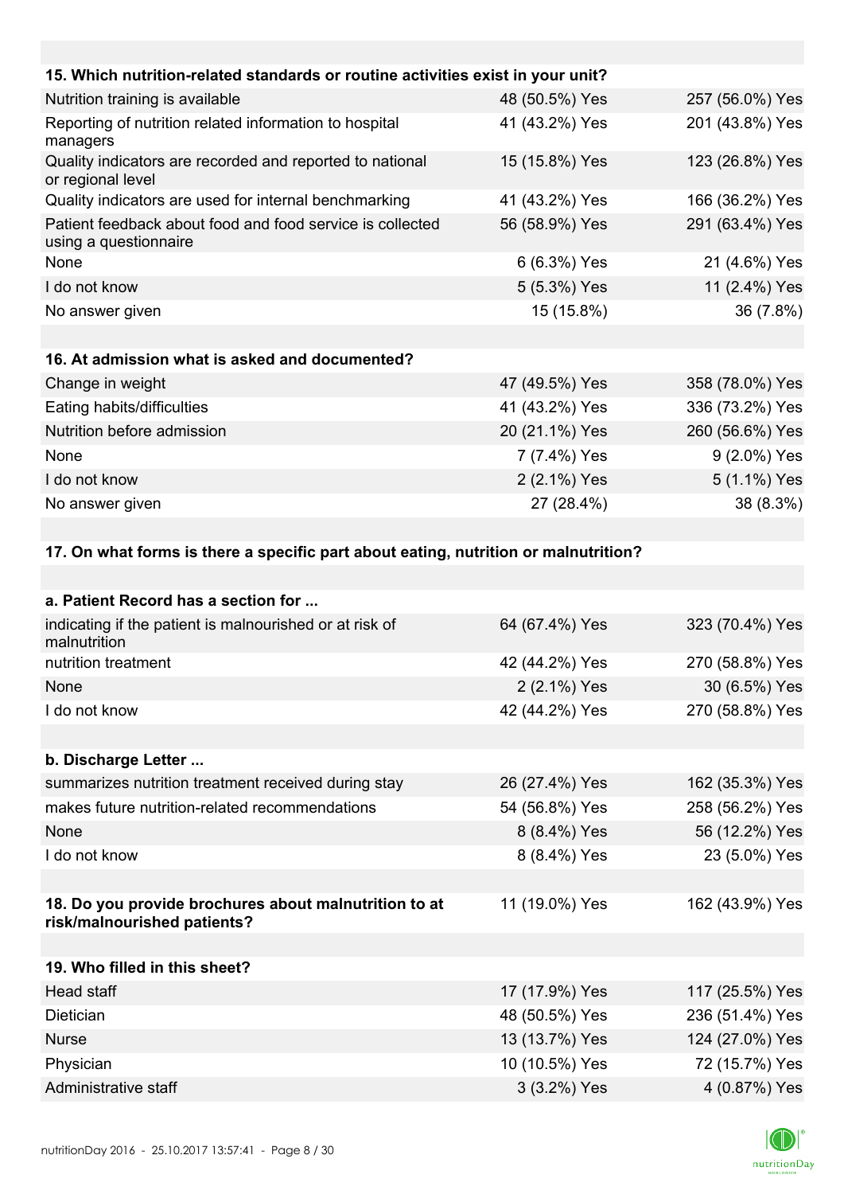| 15. Which nutrition-related standards or routine activities exist in your unit? | | |
|---|---|---|
| Nutrition training is available | 48 (50.5%) Yes | 257 (56.0%) Yes |
| Reporting of nutrition related information to hospital managers | 41 (43.2%) Yes | 201 (43.8%) Yes |
| Quality indicators are recorded and reported to national or regional level | 15 (15.8%) Yes | 123 (26.8%) Yes |
| Quality indicators are used for internal benchmarking | 41 (43.2%) Yes | 166 (36.2%) Yes |
| Patient feedback about food and food service is collected using a questionnaire | 56 (58.9%) Yes | 291 (63.4%) Yes |
| None | 6 (6.3%) Yes | 21 (4.6%) Yes |
| I do not know | 5 (5.3%) Yes | 11 (2.4%) Yes |
| No answer given | 15 (15.8%) | 36 (7.8%) |

| 16. At admission what is asked and documented? | | |
|---|---|---|
| Change in weight | 47 (49.5%) Yes | 358 (78.0%) Yes |
| Eating habits/difficulties | 41 (43.2%) Yes | 336 (73.2%) Yes |
| Nutrition before admission | 20 (21.1%) Yes | 260 (56.6%) Yes |
| None | 7 (7.4%) Yes | 9 (2.0%) Yes |
| I do not know | 2 (2.1%) Yes | 5 (1.1%) Yes |
| No answer given | 27 (28.4%) | 38 (8.3%) |

**17. On what forms is there a specific part about eating, nutrition or malnutrition?**

| a. Patient Record has a section for ... | | |
|---|---|---|
| indicating if the patient is malnourished or at risk of malnutrition | 64 (67.4%) Yes | 323 (70.4%) Yes |
| nutrition treatment | 42 (44.2%) Yes | 270 (58.8%) Yes |
| None | 2 (2.1%) Yes | 30 (6.5%) Yes |
| I do not know | 42 (44.2%) Yes | 270 (58.8%) Yes |

| b. Discharge Letter ... | | |
|---|---|---|
| summarizes nutrition treatment received during stay | 26 (27.4%) Yes | 162 (35.3%) Yes |
| makes future nutrition-related recommendations | 54 (56.8%) Yes | 258 (56.2%) Yes |
| None | 8 (8.4%) Yes | 56 (12.2%) Yes |
| I do not know | 8 (8.4%) Yes | 23 (5.0%) Yes |

| 18. Do you provide brochures about malnutrition to at risk/malnourished patients? | 11 (19.0%) Yes | 162 (43.9%) Yes |
|---|---|---|

| 19. Who filled in this sheet? | | |
|---|---|---|
| Head staff | 17 (17.9%) Yes | 117 (25.5%) Yes |
| Dietician | 48 (50.5%) Yes | 236 (51.4%) Yes |
| Nurse | 13 (13.7%) Yes | 124 (27.0%) Yes |
| Physician | 10 (10.5%) Yes | 72 (15.7%) Yes |
| Administrative staff | 3 (3.2%) Yes | 4 (0.87%) Yes |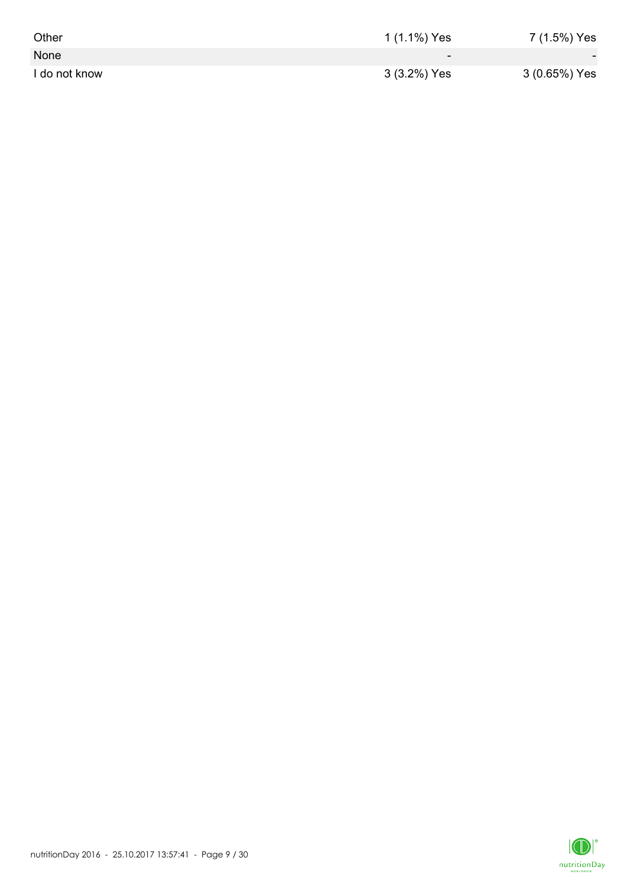| | | |
|---|---|---|
| Other | 1 (1.1%) Yes | 7 (1.5%) Yes |
| None | - | - |
| I do not know | 3 (3.2%) Yes | 3 (0.65%) Yes |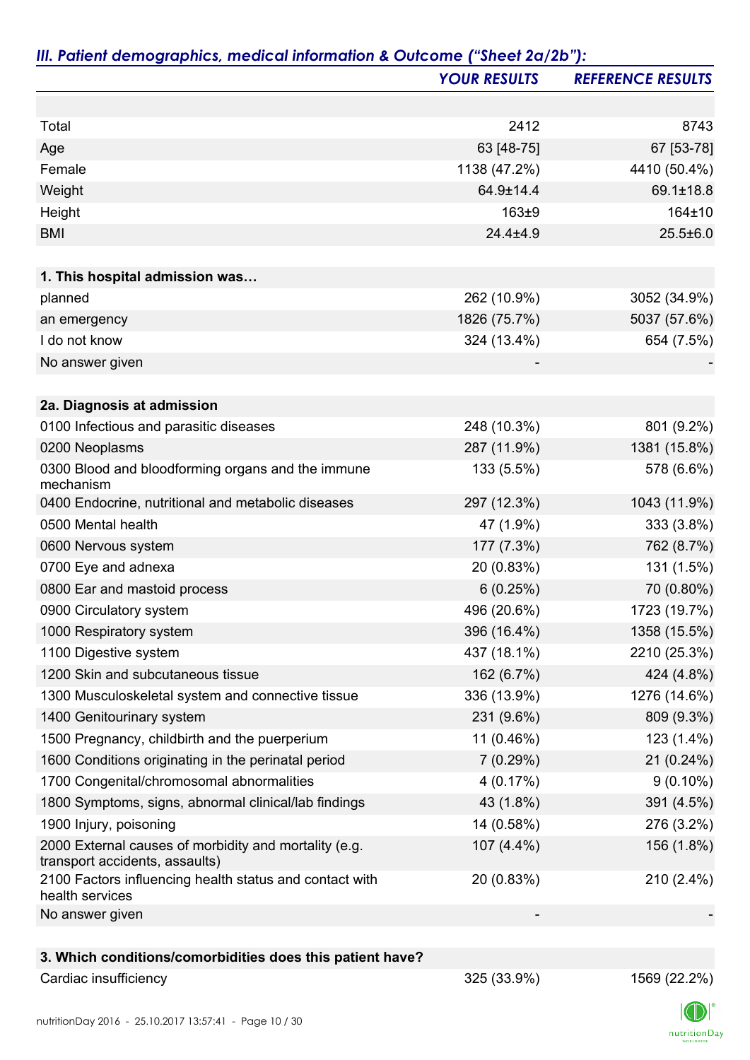## *III. Patient demographics, medical information & Outcome ("Sheet 2a/2b"):*

| | *YOUR RESULTS* | *REFERENCE RESULTS* |
|---|---|---|
| | | |
| Total | 2412 | 8743 |
| Age | 63 [48-75] | 67 [53-78] |
| Female | 1138 (47.2%) | 4410 (50.4%) |
| Weight | 64.9±14.4 | 69.1±18.8 |
| Height | 163±9 | 164±10 |
| BMI | 24.4±4.9 | 25.5±6.0 |
| | | |
| **1. This hospital admission was…** | | |
| planned | 262 (10.9%) | 3052 (34.9%) |
| an emergency | 1826 (75.7%) | 5037 (57.6%) |
| I do not know | 324 (13.4%) | 654 (7.5%) |
| No answer given | - | - |
| | | |
| **2a. Diagnosis at admission** | | |
| 0100 Infectious and parasitic diseases | 248 (10.3%) | 801 (9.2%) |
| 0200 Neoplasms | 287 (11.9%) | 1381 (15.8%) |
| 0300 Blood and bloodforming organs and the immune mechanism | 133 (5.5%) | 578 (6.6%) |
| 0400 Endocrine, nutritional and metabolic diseases | 297 (12.3%) | 1043 (11.9%) |
| 0500 Mental health | 47 (1.9%) | 333 (3.8%) |
| 0600 Nervous system | 177 (7.3%) | 762 (8.7%) |
| 0700 Eye and adnexa | 20 (0.83%) | 131 (1.5%) |
| 0800 Ear and mastoid process | 6 (0.25%) | 70 (0.80%) |
| 0900 Circulatory system | 496 (20.6%) | 1723 (19.7%) |
| 1000 Respiratory system | 396 (16.4%) | 1358 (15.5%) |
| 1100 Digestive system | 437 (18.1%) | 2210 (25.3%) |
| 1200 Skin and subcutaneous tissue | 162 (6.7%) | 424 (4.8%) |
| 1300 Musculoskeletal system and connective tissue | 336 (13.9%) | 1276 (14.6%) |
| 1400 Genitourinary system | 231 (9.6%) | 809 (9.3%) |
| 1500 Pregnancy, childbirth and the puerperium | 11 (0.46%) | 123 (1.4%) |
| 1600 Conditions originating in the perinatal period | 7 (0.29%) | 21 (0.24%) |
| 1700 Congenital/chromosomal abnormalities | 4 (0.17%) | 9 (0.10%) |
| 1800 Symptoms, signs, abnormal clinical/lab findings | 43 (1.8%) | 391 (4.5%) |
| 1900 Injury, poisoning | 14 (0.58%) | 276 (3.2%) |
| 2000 External causes of morbidity and mortality (e.g. transport accidents, assaults) | 107 (4.4%) | 156 (1.8%) |
| 2100 Factors influencing health status and contact with health services | 20 (0.83%) | 210 (2.4%) |
| No answer given | - | - |
| | | |
| **3. Which conditions/comorbidities does this patient have?** | | |
| Cardiac insufficiency | 325 (33.9%) | 1569 (22.2%) |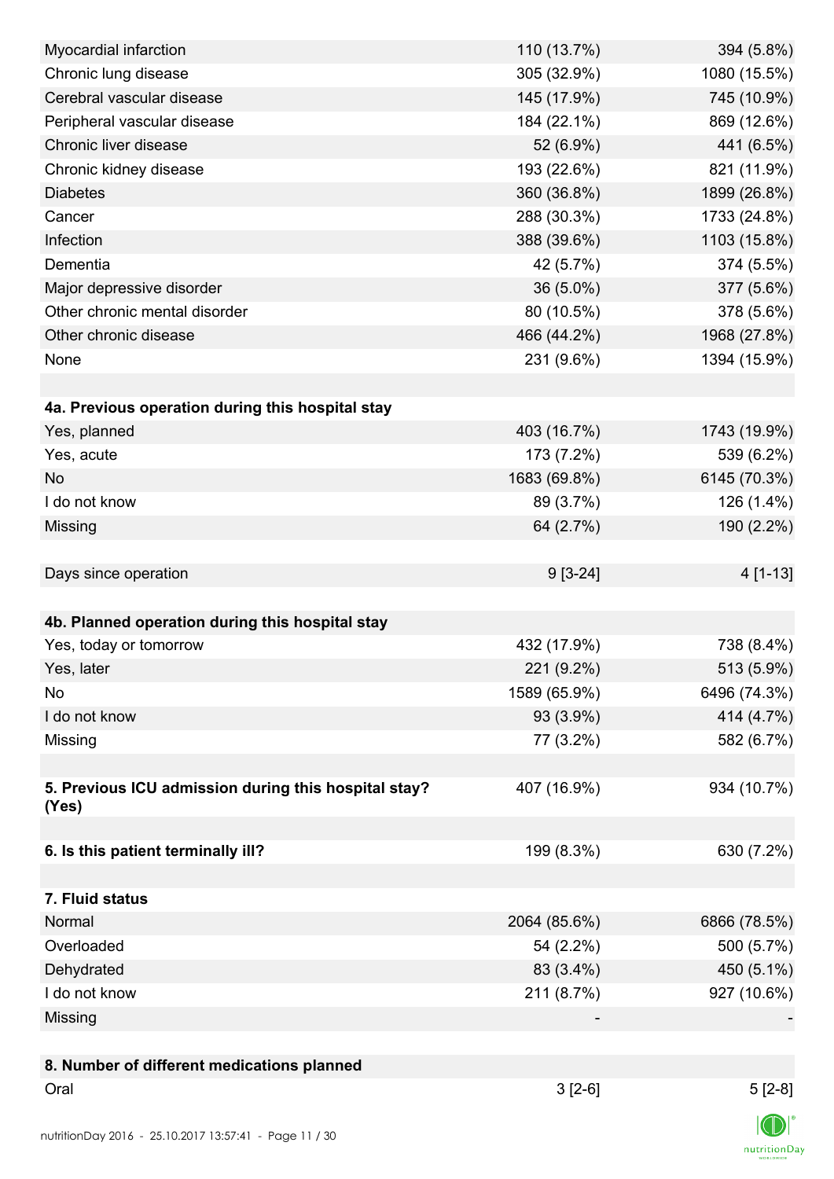| | | |
|---|---|---|
| Myocardial infarction | 110 (13.7%) | 394 (5.8%) |
| Chronic lung disease | 305 (32.9%) | 1080 (15.5%) |
| Cerebral vascular disease | 145 (17.9%) | 745 (10.9%) |
| Peripheral vascular disease | 184 (22.1%) | 869 (12.6%) |
| Chronic liver disease | 52 (6.9%) | 441 (6.5%) |
| Chronic kidney disease | 193 (22.6%) | 821 (11.9%) |
| Diabetes | 360 (36.8%) | 1899 (26.8%) |
| Cancer | 288 (30.3%) | 1733 (24.8%) |
| Infection | 388 (39.6%) | 1103 (15.8%) |
| Dementia | 42 (5.7%) | 374 (5.5%) |
| Major depressive disorder | 36 (5.0%) | 377 (5.6%) |
| Other chronic mental disorder | 80 (10.5%) | 378 (5.6%) |
| Other chronic disease | 466 (44.2%) | 1968 (27.8%) |
| None | 231 (9.6%) | 1394 (15.9%) |
| | | |
| **4a. Previous operation during this hospital stay** | | |
| Yes, planned | 403 (16.7%) | 1743 (19.9%) |
| Yes, acute | 173 (7.2%) | 539 (6.2%) |
| No | 1683 (69.8%) | 6145 (70.3%) |
| I do not know | 89 (3.7%) | 126 (1.4%) |
| Missing | 64 (2.7%) | 190 (2.2%) |
| | | |
| Days since operation | 9 [3-24] | 4 [1-13] |
| | | |
| **4b. Planned operation during this hospital stay** | | |
| Yes, today or tomorrow | 432 (17.9%) | 738 (8.4%) |
| Yes, later | 221 (9.2%) | 513 (5.9%) |
| No | 1589 (65.9%) | 6496 (74.3%) |
| I do not know | 93 (3.9%) | 414 (4.7%) |
| Missing | 77 (3.2%) | 582 (6.7%) |
| | | |
| **5. Previous ICU admission during this hospital stay? (Yes)** | 407 (16.9%) | 934 (10.7%) |
| | | |
| **6. Is this patient terminally ill?** | 199 (8.3%) | 630 (7.2%) |
| | | |
| **7. Fluid status** | | |
| Normal | 2064 (85.6%) | 6866 (78.5%) |
| Overloaded | 54 (2.2%) | 500 (5.7%) |
| Dehydrated | 83 (3.4%) | 450 (5.1%) |
| I do not know | 211 (8.7%) | 927 (10.6%) |
| Missing | - | - |
| | | |
| **8. Number of different medications planned** | | |
| Oral | 3 [2-6] | 5 [2-8] |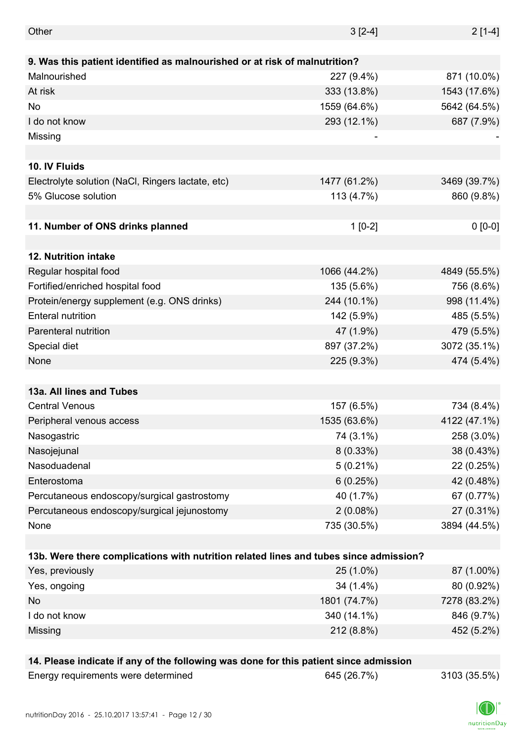| | | |
|---|---|---|
| Other | 3 [2-4] | 2 [1-4] |
| **9. Was this patient identified as malnourished or at risk of malnutrition?** | | |
| Malnourished | 227 (9.4%) | 871 (10.0%) |
| At risk | 333 (13.8%) | 1543 (17.6%) |
| No | 1559 (64.6%) | 5642 (64.5%) |
| I do not know | 293 (12.1%) | 687 (7.9%) |
| Missing | - | - |
| | | |
| **10. IV Fluids** | | |
| Electrolyte solution (NaCl, Ringers lactate, etc) | 1477 (61.2%) | 3469 (39.7%) |
| 5% Glucose solution | 113 (4.7%) | 860 (9.8%) |
| | | |
| **11. Number of ONS drinks planned** | 1 [0-2] | 0 [0-0] |
| | | |
| **12. Nutrition intake** | | |
| Regular hospital food | 1066 (44.2%) | 4849 (55.5%) |
| Fortified/enriched hospital food | 135 (5.6%) | 756 (8.6%) |
| Protein/energy supplement (e.g. ONS drinks) | 244 (10.1%) | 998 (11.4%) |
| Enteral nutrition | 142 (5.9%) | 485 (5.5%) |
| Parenteral nutrition | 47 (1.9%) | 479 (5.5%) |
| Special diet | 897 (37.2%) | 3072 (35.1%) |
| None | 225 (9.3%) | 474 (5.4%) |
| | | |
| **13a. All lines and Tubes** | | |
| Central Venous | 157 (6.5%) | 734 (8.4%) |
| Peripheral venous access | 1535 (63.6%) | 4122 (47.1%) |
| Nasogastric | 74 (3.1%) | 258 (3.0%) |
| Nasojejunal | 8 (0.33%) | 38 (0.43%) |
| Nasoduadenal | 5 (0.21%) | 22 (0.25%) |
| Enterostoma | 6 (0.25%) | 42 (0.48%) |
| Percutaneous endoscopy/surgical gastrostomy | 40 (1.7%) | 67 (0.77%) |
| Percutaneous endoscopy/surgical jejunostomy | 2 (0.08%) | 27 (0.31%) |
| None | 735 (30.5%) | 3894 (44.5%) |
| | | |
| **13b. Were there complications with nutrition related lines and tubes since admission?** | | |
| Yes, previously | 25 (1.0%) | 87 (1.00%) |
| Yes, ongoing | 34 (1.4%) | 80 (0.92%) |
| No | 1801 (74.7%) | 7278 (83.2%) |
| I do not know | 340 (14.1%) | 846 (9.7%) |
| Missing | 212 (8.8%) | 452 (5.2%) |
| | | |
| **14. Please indicate if any of the following was done for this patient since admission** | | |
| Energy requirements were determined | 645 (26.7%) | 3103 (35.5%) |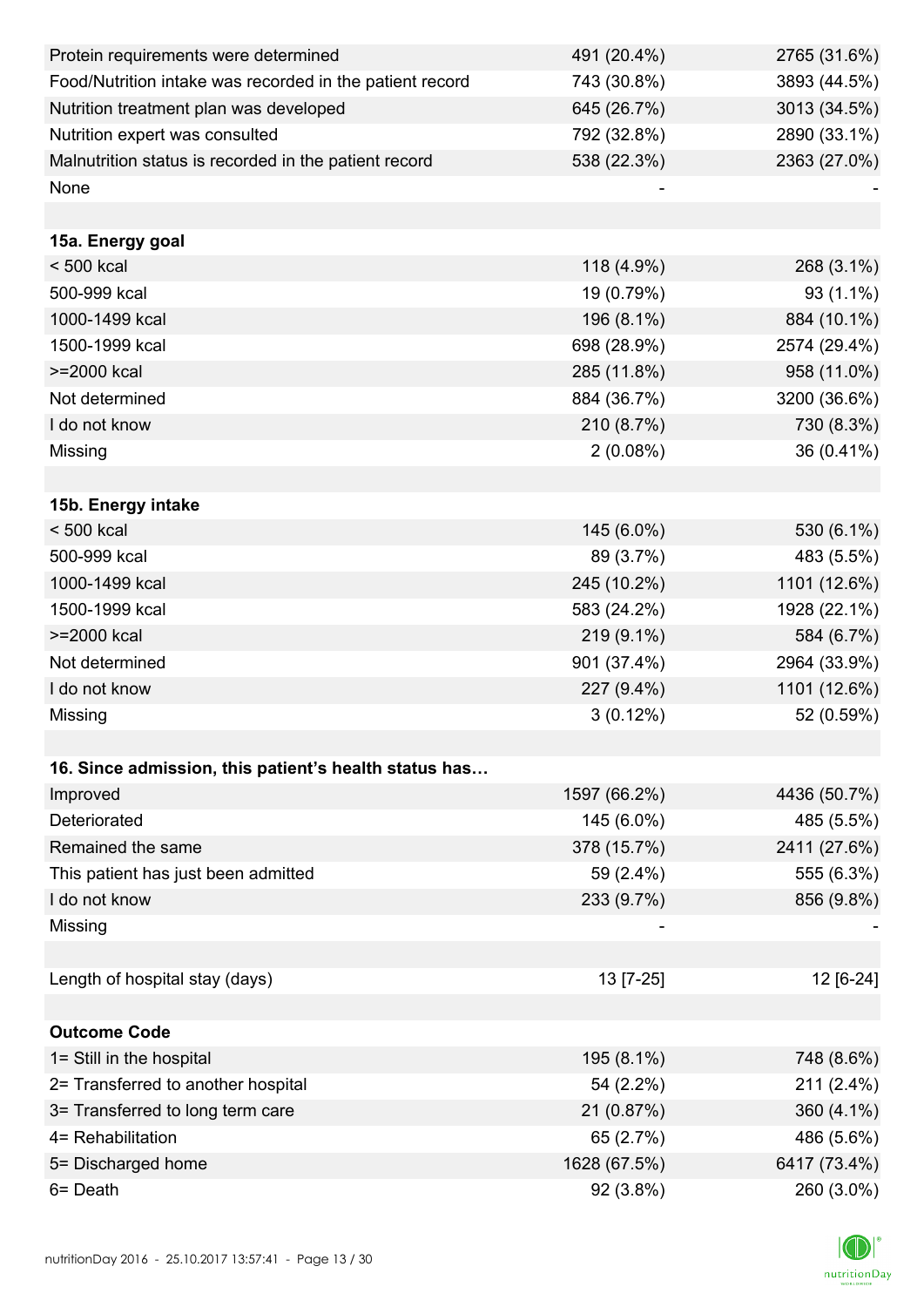| | | |
|---|---|---|
| Protein requirements were determined | 491 (20.4%) | 2765 (31.6%) |
| Food/Nutrition intake was recorded in the patient record | 743 (30.8%) | 3893 (44.5%) |
| Nutrition treatment plan was developed | 645 (26.7%) | 3013 (34.5%) |
| Nutrition expert was consulted | 792 (32.8%) | 2890 (33.1%) |
| Malnutrition status is recorded in the patient record | 538 (22.3%) | 2363 (27.0%) |
| None | - | - |
| | | |
| **15a. Energy goal** | | |
| < 500 kcal | 118 (4.9%) | 268 (3.1%) |
| 500-999 kcal | 19 (0.79%) | 93 (1.1%) |
| 1000-1499 kcal | 196 (8.1%) | 884 (10.1%) |
| 1500-1999 kcal | 698 (28.9%) | 2574 (29.4%) |
| >=2000 kcal | 285 (11.8%) | 958 (11.0%) |
| Not determined | 884 (36.7%) | 3200 (36.6%) |
| I do not know | 210 (8.7%) | 730 (8.3%) |
| Missing | 2 (0.08%) | 36 (0.41%) |
| | | |
| **15b. Energy intake** | | |
| < 500 kcal | 145 (6.0%) | 530 (6.1%) |
| 500-999 kcal | 89 (3.7%) | 483 (5.5%) |
| 1000-1499 kcal | 245 (10.2%) | 1101 (12.6%) |
| 1500-1999 kcal | 583 (24.2%) | 1928 (22.1%) |
| >=2000 kcal | 219 (9.1%) | 584 (6.7%) |
| Not determined | 901 (37.4%) | 2964 (33.9%) |
| I do not know | 227 (9.4%) | 1101 (12.6%) |
| Missing | 3 (0.12%) | 52 (0.59%) |
| | | |
| **16. Since admission, this patient's health status has…** | | |
| Improved | 1597 (66.2%) | 4436 (50.7%) |
| Deteriorated | 145 (6.0%) | 485 (5.5%) |
| Remained the same | 378 (15.7%) | 2411 (27.6%) |
| This patient has just been admitted | 59 (2.4%) | 555 (6.3%) |
| I do not know | 233 (9.7%) | 856 (9.8%) |
| Missing | - | - |
| | | |
| Length of hospital stay (days) | 13 [7-25] | 12 [6-24] |
| | | |
| **Outcome Code** | | |
| 1= Still in the hospital | 195 (8.1%) | 748 (8.6%) |
| 2= Transferred to another hospital | 54 (2.2%) | 211 (2.4%) |
| 3= Transferred to long term care | 21 (0.87%) | 360 (4.1%) |
| 4= Rehabilitation | 65 (2.7%) | 486 (5.6%) |
| 5= Discharged home | 1628 (67.5%) | 6417 (73.4%) |
| 6= Death | 92 (3.8%) | 260 (3.0%) |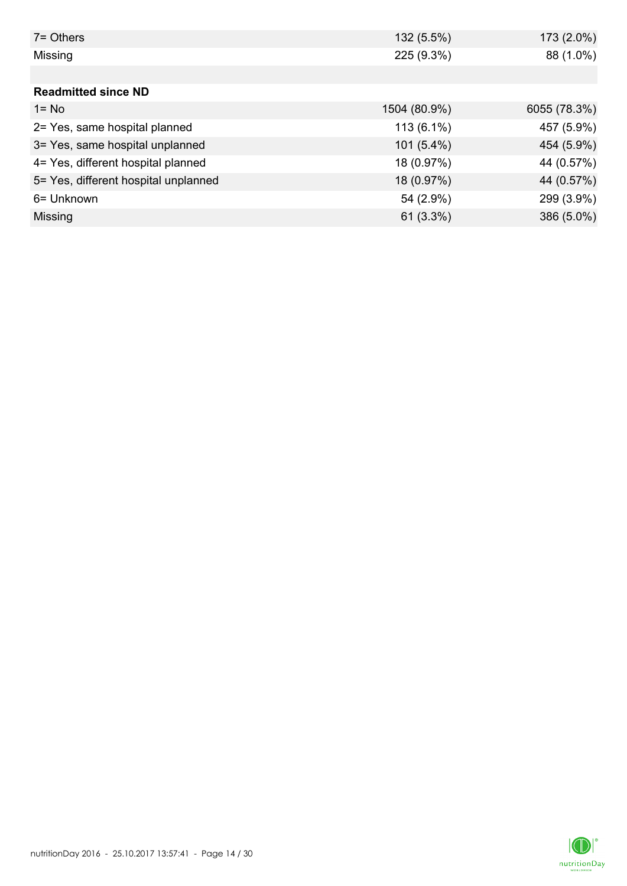| | | |
|---|---|---|
| 7= Others | 132 (5.5%) | 173 (2.0%) |
| Missing | 225 (9.3%) | 88 (1.0%) |
| | | |
| **Readmitted since ND** | | |
| 1= No | 1504 (80.9%) | 6055 (78.3%) |
| 2= Yes, same hospital planned | 113 (6.1%) | 457 (5.9%) |
| 3= Yes, same hospital unplanned | 101 (5.4%) | 454 (5.9%) |
| 4= Yes, different hospital planned | 18 (0.97%) | 44 (0.57%) |
| 5= Yes, different hospital unplanned | 18 (0.97%) | 44 (0.57%) |
| 6= Unknown | 54 (2.9%) | 299 (3.9%) |
| Missing | 61 (3.3%) | 386 (5.0%) |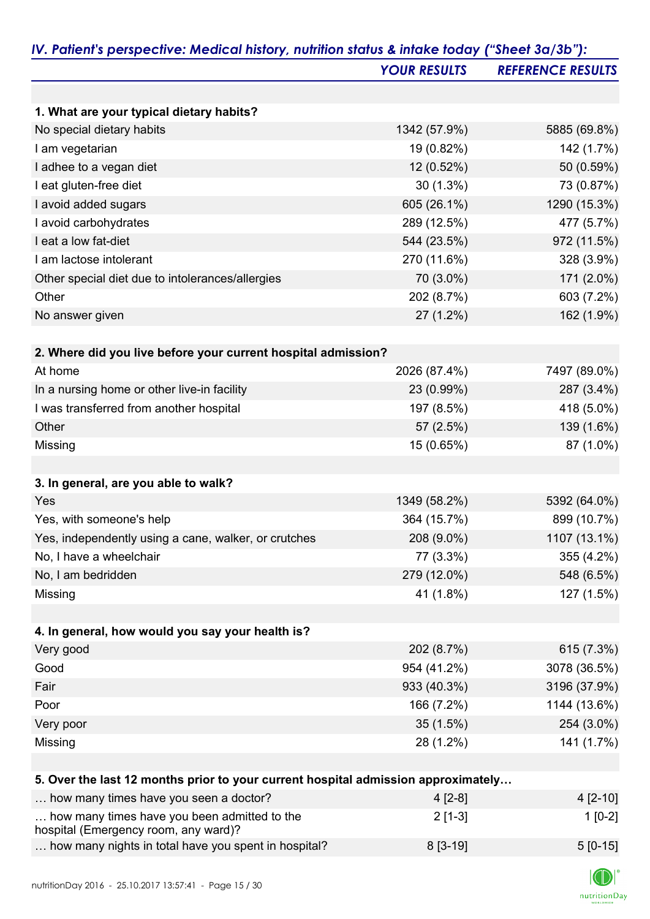## IV. Patient's perspective: Medical history, nutrition status & intake today ("Sheet 3a/3b"):

| | YOUR RESULTS | REFERENCE RESULTS |
|---|---|---|
| **1. What are your typical dietary habits?** | | |
| No special dietary habits | 1342 (57.9%) | 5885 (69.8%) |
| I am vegetarian | 19 (0.82%) | 142 (1.7%) |
| I adhee to a vegan diet | 12 (0.52%) | 50 (0.59%) |
| I eat gluten-free diet | 30 (1.3%) | 73 (0.87%) |
| I avoid added sugars | 605 (26.1%) | 1290 (15.3%) |
| I avoid carbohydrates | 289 (12.5%) | 477 (5.7%) |
| I eat a low fat-diet | 544 (23.5%) | 972 (11.5%) |
| I am lactose intolerant | 270 (11.6%) | 328 (3.9%) |
| Other special diet due to intolerances/allergies | 70 (3.0%) | 171 (2.0%) |
| Other | 202 (8.7%) | 603 (7.2%) |
| No answer given | 27 (1.2%) | 162 (1.9%) |
| **2. Where did you live before your current hospital admission?** | | |
| At home | 2026 (87.4%) | 7497 (89.0%) |
| In a nursing home or other live-in facility | 23 (0.99%) | 287 (3.4%) |
| I was transferred from another hospital | 197 (8.5%) | 418 (5.0%) |
| Other | 57 (2.5%) | 139 (1.6%) |
| Missing | 15 (0.65%) | 87 (1.0%) |
| **3. In general, are you able to walk?** | | |
| Yes | 1349 (58.2%) | 5392 (64.0%) |
| Yes, with someone's help | 364 (15.7%) | 899 (10.7%) |
| Yes, independently using a cane, walker, or crutches | 208 (9.0%) | 1107 (13.1%) |
| No, I have a wheelchair | 77 (3.3%) | 355 (4.2%) |
| No, I am bedridden | 279 (12.0%) | 548 (6.5%) |
| Missing | 41 (1.8%) | 127 (1.5%) |
| **4. In general, how would you say your health is?** | | |
| Very good | 202 (8.7%) | 615 (7.3%) |
| Good | 954 (41.2%) | 3078 (36.5%) |
| Fair | 933 (40.3%) | 3196 (37.9%) |
| Poor | 166 (7.2%) | 1144 (13.6%) |
| Very poor | 35 (1.5%) | 254 (3.0%) |
| Missing | 28 (1.2%) | 141 (1.7%) |
| **5. Over the last 12 months prior to your current hospital admission approximately…** | | |
| … how many times have you seen a doctor? | 4 [2-8] | 4 [2-10] |
| … how many times have you been admitted to the hospital (Emergency room, any ward)? | 2 [1-3] | 1 [0-2] |
| … how many nights in total have you spent in hospital? | 8 [3-19] | 5 [0-15] |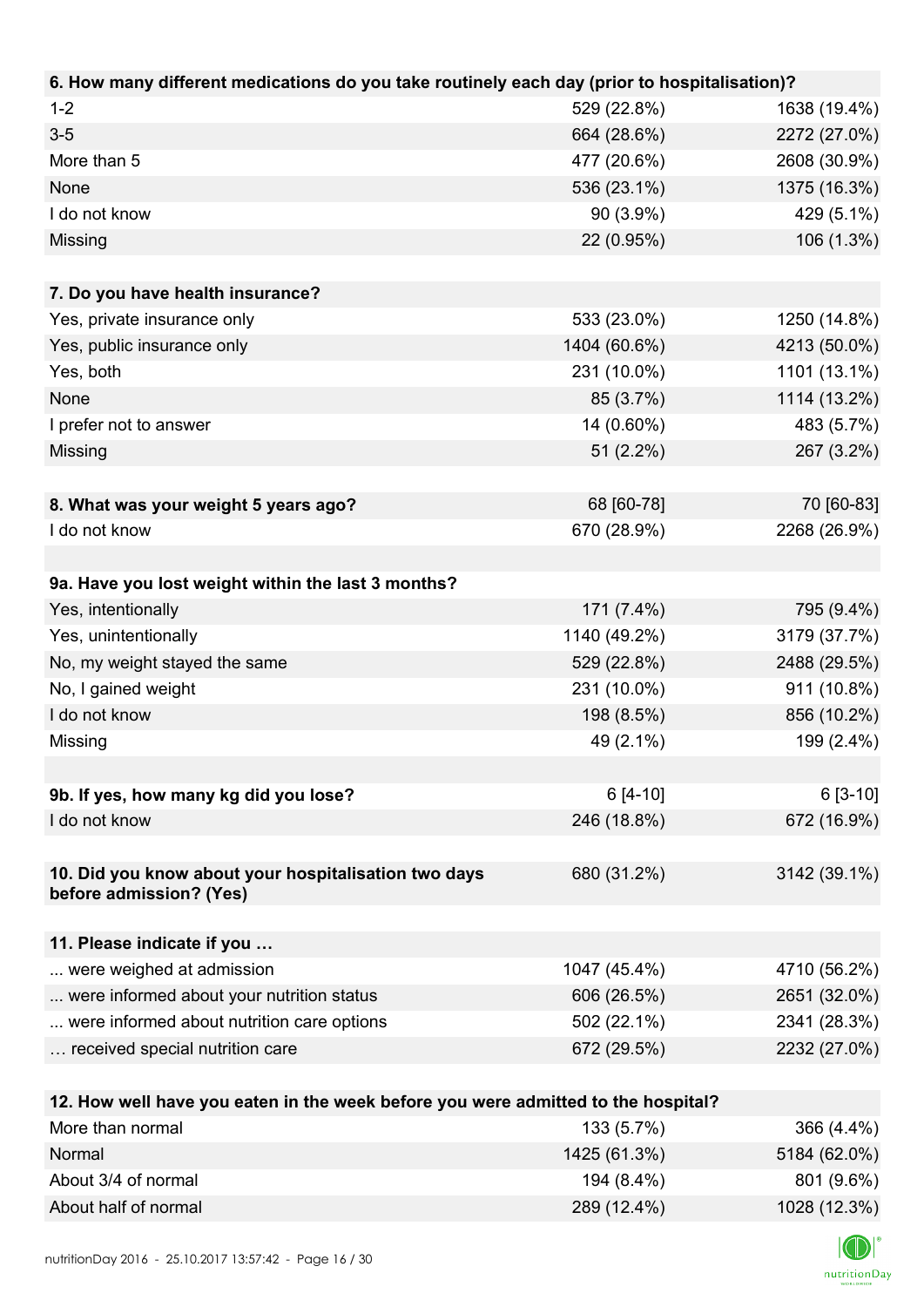| 6. How many different medications do you take routinely each day (prior to hospitalisation)? | | |
|---|---|---|
| 1-2 | 529 (22.8%) | 1638 (19.4%) |
| 3-5 | 664 (28.6%) | 2272 (27.0%) |
| More than 5 | 477 (20.6%) | 2608 (30.9%) |
| None | 536 (23.1%) | 1375 (16.3%) |
| I do not know | 90 (3.9%) | 429 (5.1%) |
| Missing | 22 (0.95%) | 106 (1.3%) |

| 7. Do you have health insurance? | | |
|---|---|---|
| Yes, private insurance only | 533 (23.0%) | 1250 (14.8%) |
| Yes, public insurance only | 1404 (60.6%) | 4213 (50.0%) |
| Yes, both | 231 (10.0%) | 1101 (13.1%) |
| None | 85 (3.7%) | 1114 (13.2%) |
| I prefer not to answer | 14 (0.60%) | 483 (5.7%) |
| Missing | 51 (2.2%) | 267 (3.2%) |

| 8. What was your weight 5 years ago? | 68 [60-78] | 70 [60-83] |
|---|---|---|
| I do not know | 670 (28.9%) | 2268 (26.9%) |

| 9a. Have you lost weight within the last 3 months? | | |
|---|---|---|
| Yes, intentionally | 171 (7.4%) | 795 (9.4%) |
| Yes, unintentionally | 1140 (49.2%) | 3179 (37.7%) |
| No, my weight stayed the same | 529 (22.8%) | 2488 (29.5%) |
| No, I gained weight | 231 (10.0%) | 911 (10.8%) |
| I do not know | 198 (8.5%) | 856 (10.2%) |
| Missing | 49 (2.1%) | 199 (2.4%) |

| 9b. If yes, how many kg did you lose? | 6 [4-10] | 6 [3-10] |
|---|---|---|
| I do not know | 246 (18.8%) | 672 (16.9%) |

| 10. Did you know about your hospitalisation two days before admission? (Yes) | 680 (31.2%) | 3142 (39.1%) |
|---|---|---|

| 11. Please indicate if you … | | |
|---|---|---|
| ... were weighed at admission | 1047 (45.4%) | 4710 (56.2%) |
| ... were informed about your nutrition status | 606 (26.5%) | 2651 (32.0%) |
| ... were informed about nutrition care options | 502 (22.1%) | 2341 (28.3%) |
| … received special nutrition care | 672 (29.5%) | 2232 (27.0%) |

| 12. How well have you eaten in the week before you were admitted to the hospital? | | |
|---|---|---|
| More than normal | 133 (5.7%) | 366 (4.4%) |
| Normal | 1425 (61.3%) | 5184 (62.0%) |
| About 3/4 of normal | 194 (8.4%) | 801 (9.6%) |
| About half of normal | 289 (12.4%) | 1028 (12.3%) |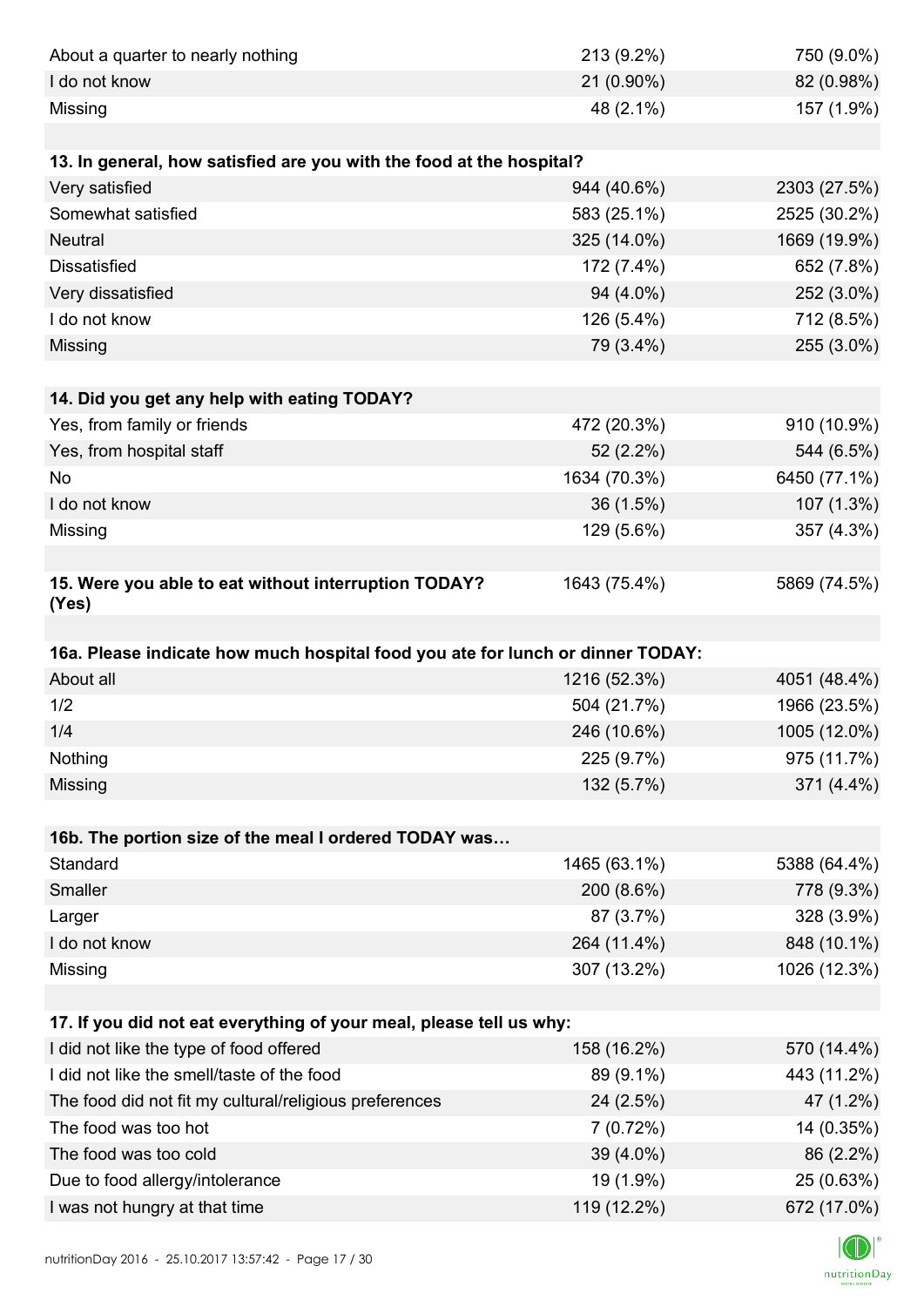| | | |
|---|---|---|
| About a quarter to nearly nothing | 213 (9.2%) | 750 (9.0%) |
| I do not know | 21 (0.90%) | 82 (0.98%) |
| Missing | 48 (2.1%) | 157 (1.9%) |
| | | |
| **13. In general, how satisfied are you with the food at the hospital?** | | |
| Very satisfied | 944 (40.6%) | 2303 (27.5%) |
| Somewhat satisfied | 583 (25.1%) | 2525 (30.2%) |
| Neutral | 325 (14.0%) | 1669 (19.9%) |
| Dissatisfied | 172 (7.4%) | 652 (7.8%) |
| Very dissatisfied | 94 (4.0%) | 252 (3.0%) |
| I do not know | 126 (5.4%) | 712 (8.5%) |
| Missing | 79 (3.4%) | 255 (3.0%) |
| | | |
| **14. Did you get any help with eating TODAY?** | | |
| Yes, from family or friends | 472 (20.3%) | 910 (10.9%) |
| Yes, from hospital staff | 52 (2.2%) | 544 (6.5%) |
| No | 1634 (70.3%) | 6450 (77.1%) |
| I do not know | 36 (1.5%) | 107 (1.3%) |
| Missing | 129 (5.6%) | 357 (4.3%) |
| | | |
| **15. Were you able to eat without interruption TODAY? (Yes)** | 1643 (75.4%) | 5869 (74.5%) |
| | | |
| **16a. Please indicate how much hospital food you ate for lunch or dinner TODAY:** | | |
| About all | 1216 (52.3%) | 4051 (48.4%) |
| 1/2 | 504 (21.7%) | 1966 (23.5%) |
| 1/4 | 246 (10.6%) | 1005 (12.0%) |
| Nothing | 225 (9.7%) | 975 (11.7%) |
| Missing | 132 (5.7%) | 371 (4.4%) |
| | | |
| **16b. The portion size of the meal I ordered TODAY was…** | | |
| Standard | 1465 (63.1%) | 5388 (64.4%) |
| Smaller | 200 (8.6%) | 778 (9.3%) |
| Larger | 87 (3.7%) | 328 (3.9%) |
| I do not know | 264 (11.4%) | 848 (10.1%) |
| Missing | 307 (13.2%) | 1026 (12.3%) |
| | | |
| **17. If you did not eat everything of your meal, please tell us why:** | | |
| I did not like the type of food offered | 158 (16.2%) | 570 (14.4%) |
| I did not like the smell/taste of the food | 89 (9.1%) | 443 (11.2%) |
| The food did not fit my cultural/religious preferences | 24 (2.5%) | 47 (1.2%) |
| The food was too hot | 7 (0.72%) | 14 (0.35%) |
| The food was too cold | 39 (4.0%) | 86 (2.2%) |
| Due to food allergy/intolerance | 19 (1.9%) | 25 (0.63%) |
| I was not hungry at that time | 119 (12.2%) | 672 (17.0%) |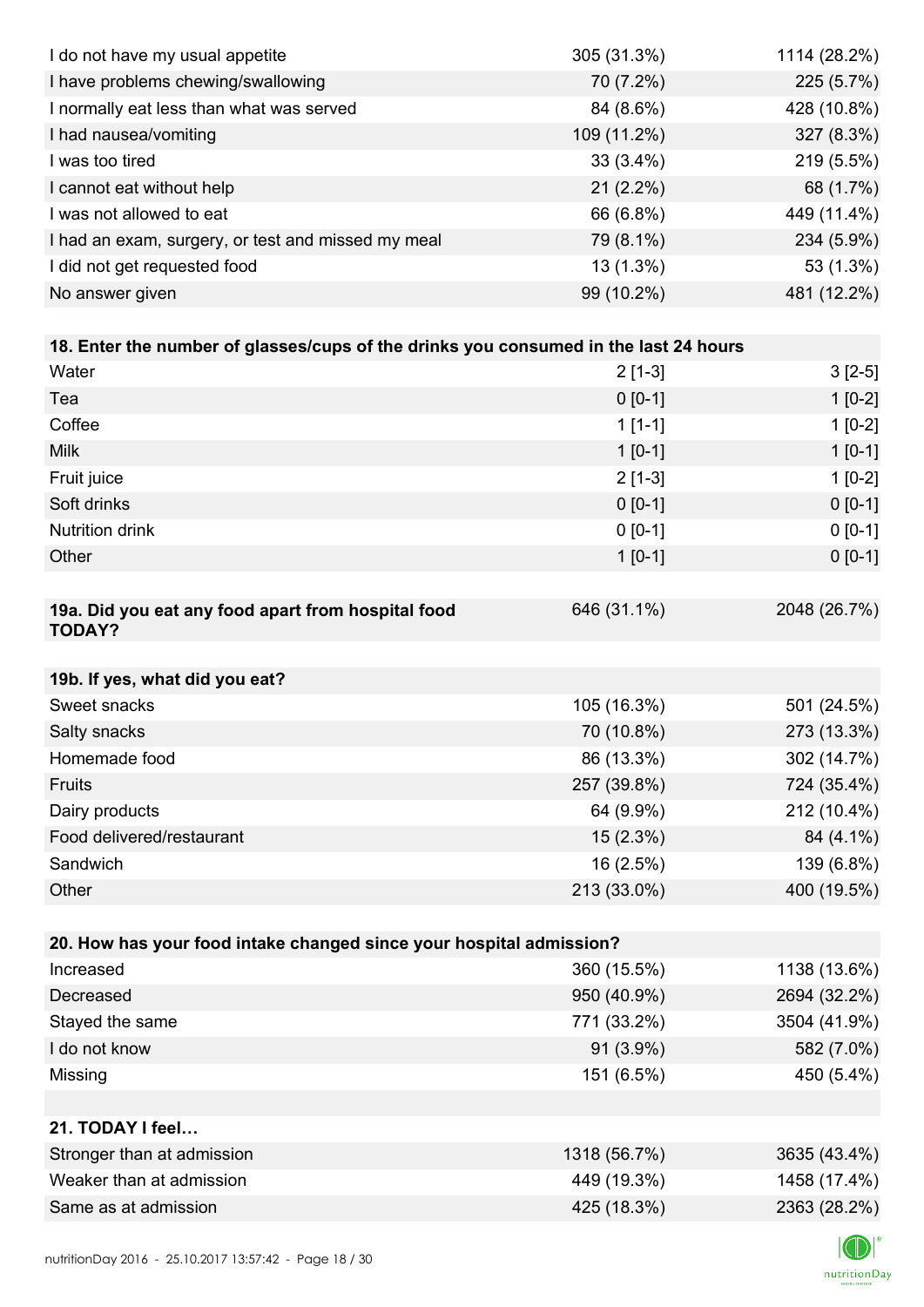| | | |
|---|---|---|
| I do not have my usual appetite | 305 (31.3%) | 1114 (28.2%) |
| I have problems chewing/swallowing | 70 (7.2%) | 225 (5.7%) |
| I normally eat less than what was served | 84 (8.6%) | 428 (10.8%) |
| I had nausea/vomiting | 109 (11.2%) | 327 (8.3%) |
| I was too tired | 33 (3.4%) | 219 (5.5%) |
| I cannot eat without help | 21 (2.2%) | 68 (1.7%) |
| I was not allowed to eat | 66 (6.8%) | 449 (11.4%) |
| I had an exam, surgery, or test and missed my meal | 79 (8.1%) | 234 (5.9%) |
| I did not get requested food | 13 (1.3%) | 53 (1.3%) |
| No answer given | 99 (10.2%) | 481 (12.2%) |

| **18. Enter the number of glasses/cups of the drinks you consumed in the last 24 hours** | | |
|---|---|---|
| Water | 2 [1-3] | 3 [2-5] |
| Tea | 0 [0-1] | 1 [0-2] |
| Coffee | 1 [1-1] | 1 [0-2] |
| Milk | 1 [0-1] | 1 [0-1] |
| Fruit juice | 2 [1-3] | 1 [0-2] |
| Soft drinks | 0 [0-1] | 0 [0-1] |
| Nutrition drink | 0 [0-1] | 0 [0-1] |
| Other | 1 [0-1] | 0 [0-1] |

| **19a. Did you eat any food apart from hospital food TODAY?** | 646 (31.1%) | 2048 (26.7%) |
|---|---|---|

| **19b. If yes, what did you eat?** | | |
|---|---|---|
| Sweet snacks | 105 (16.3%) | 501 (24.5%) |
| Salty snacks | 70 (10.8%) | 273 (13.3%) |
| Homemade food | 86 (13.3%) | 302 (14.7%) |
| Fruits | 257 (39.8%) | 724 (35.4%) |
| Dairy products | 64 (9.9%) | 212 (10.4%) |
| Food delivered/restaurant | 15 (2.3%) | 84 (4.1%) |
| Sandwich | 16 (2.5%) | 139 (6.8%) |
| Other | 213 (33.0%) | 400 (19.5%) |

| **20. How has your food intake changed since your hospital admission?** | | |
|---|---|---|
| Increased | 360 (15.5%) | 1138 (13.6%) |
| Decreased | 950 (40.9%) | 2694 (32.2%) |
| Stayed the same | 771 (33.2%) | 3504 (41.9%) |
| I do not know | 91 (3.9%) | 582 (7.0%) |
| Missing | 151 (6.5%) | 450 (5.4%) |

| **21. TODAY I feel…** | | |
|---|---|---|
| Stronger than at admission | 1318 (56.7%) | 3635 (43.4%) |
| Weaker than at admission | 449 (19.3%) | 1458 (17.4%) |
| Same as at admission | 425 (18.3%) | 2363 (28.2%) |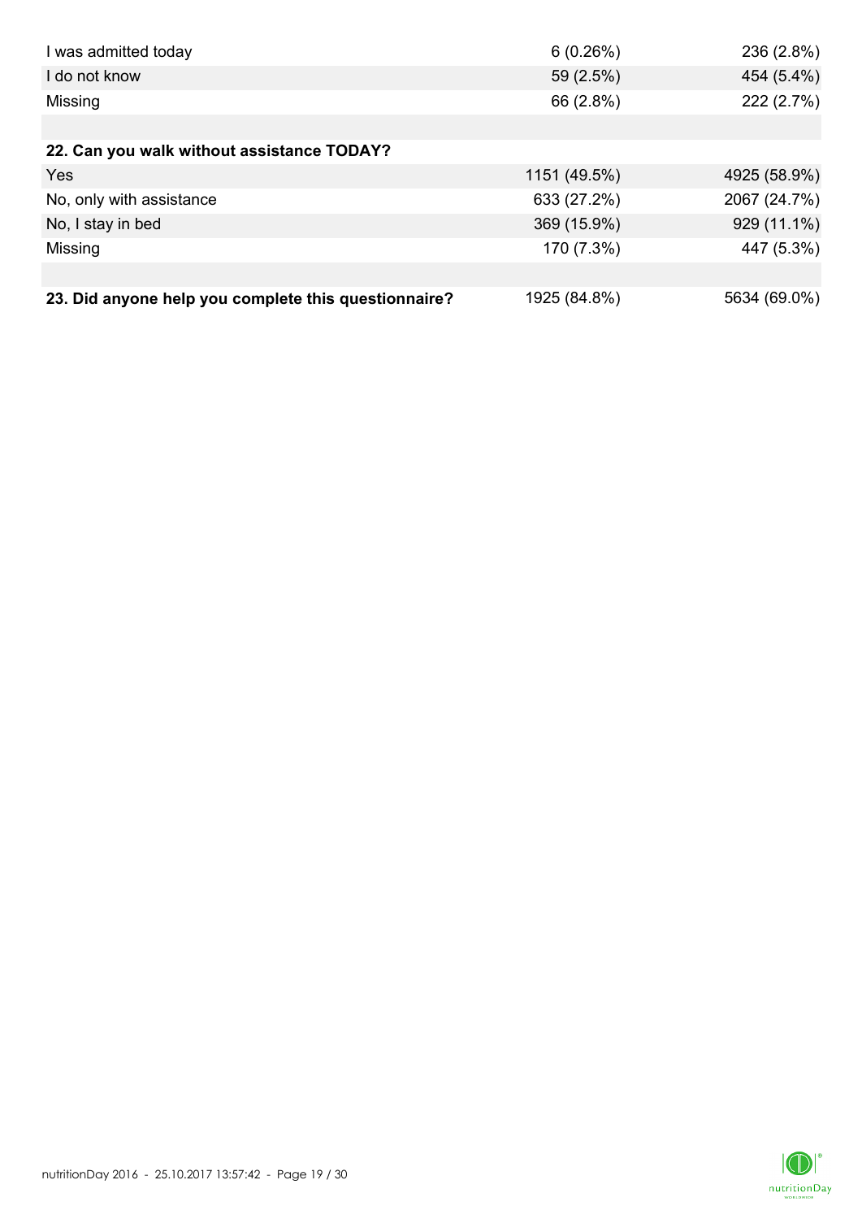| | | |
|---|---|---|
| I was admitted today | 6 (0.26%) | 236 (2.8%) |
| I do not know | 59 (2.5%) | 454 (5.4%) |
| Missing | 66 (2.8%) | 222 (2.7%) |
| | | |
| **22. Can you walk without assistance TODAY?** | | |
| Yes | 1151 (49.5%) | 4925 (58.9%) |
| No, only with assistance | 633 (27.2%) | 2067 (24.7%) |
| No, I stay in bed | 369 (15.9%) | 929 (11.1%) |
| Missing | 170 (7.3%) | 447 (5.3%) |
| | | |
| **23. Did anyone help you complete this questionnaire?** | 1925 (84.8%) | 5634 (69.0%) |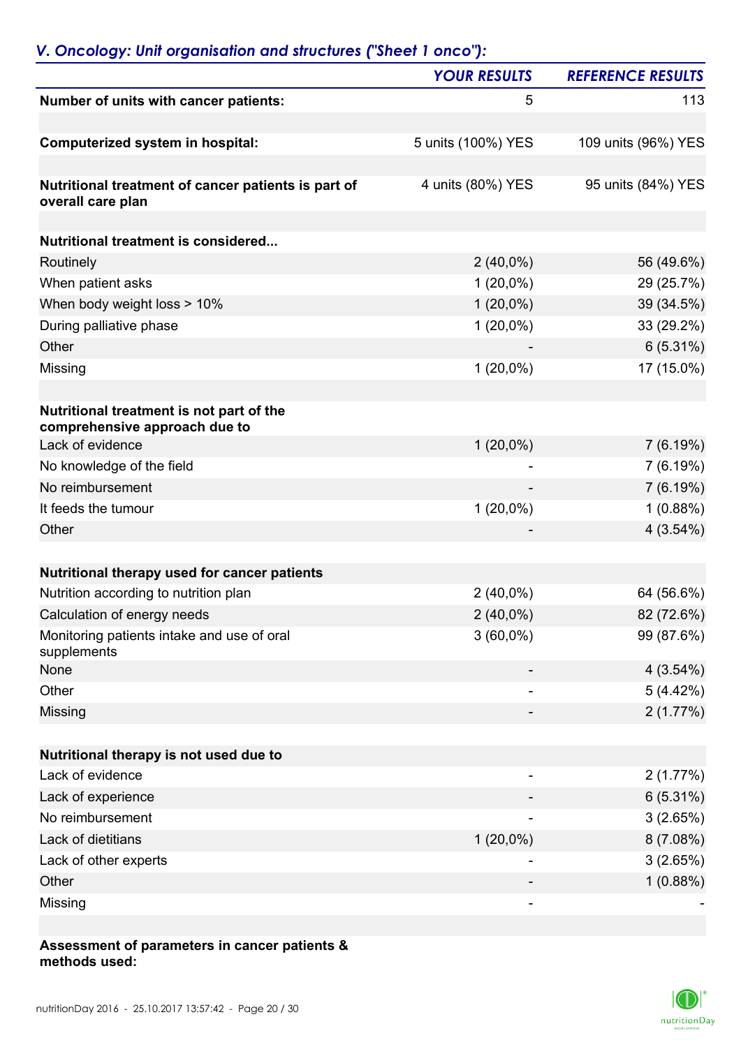## V. Oncology: Unit organisation and structures ("Sheet 1 onco"):

| | YOUR RESULTS | REFERENCE RESULTS |
|---|---|---|
| **Number of units with cancer patients:** | 5 | 113 |
| | | |
| **Computerized system in hospital:** | 5 units (100%) YES | 109 units (96%) YES |
| | | |
| **Nutritional treatment of cancer patients is part of overall care plan** | 4 units (80%) YES | 95 units (84%) YES |
| | | |
| **Nutritional treatment is considered...** | | |
| Routinely | 2 (40,0%) | 56 (49.6%) |
| When patient asks | 1 (20,0%) | 29 (25.7%) |
| When body weight loss > 10% | 1 (20,0%) | 39 (34.5%) |
| During palliative phase | 1 (20,0%) | 33 (29.2%) |
| Other | - | 6 (5.31%) |
| Missing | 1 (20,0%) | 17 (15.0%) |
| | | |
| **Nutritional treatment is not part of the comprehensive approach due to** | | |
| Lack of evidence | 1 (20,0%) | 7 (6.19%) |
| No knowledge of the field | - | 7 (6.19%) |
| No reimbursement | - | 7 (6.19%) |
| It feeds the tumour | 1 (20,0%) | 1 (0.88%) |
| Other | - | 4 (3.54%) |
| | | |
| **Nutritional therapy used for cancer patients** | | |
| Nutrition according to nutrition plan | 2 (40,0%) | 64 (56.6%) |
| Calculation of energy needs | 2 (40,0%) | 82 (72.6%) |
| Monitoring patients intake and use of oral supplements | 3 (60,0%) | 99 (87.6%) |
| None | - | 4 (3.54%) |
| Other | - | 5 (4.42%) |
| Missing | - | 2 (1.77%) |
| | | |
| **Nutritional therapy is not used due to** | | |
| Lack of evidence | - | 2 (1.77%) |
| Lack of experience | - | 6 (5.31%) |
| No reimbursement | - | 3 (2.65%) |
| Lack of dietitians | 1 (20,0%) | 8 (7.08%) |
| Lack of other experts | - | 3 (2.65%) |
| Other | - | 1 (0.88%) |
| Missing | - | - |

**Assessment of parameters in cancer patients & methods used:**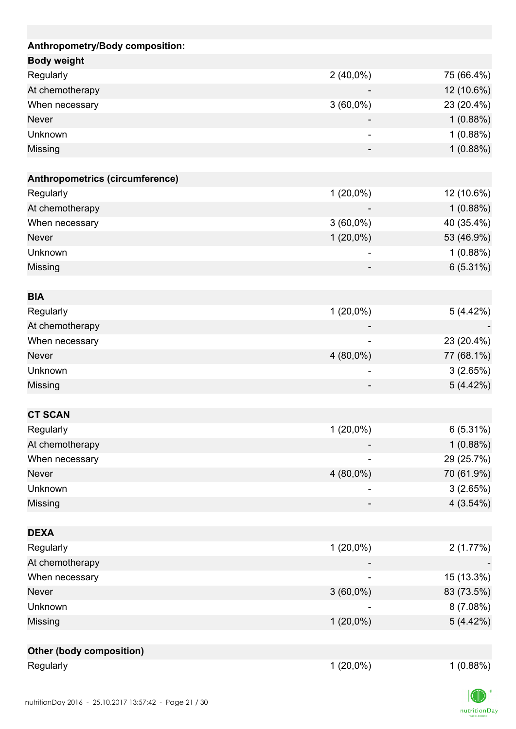| Anthropometry/Body composition: | | |
|---|---|---|
| **Body weight** | | |
| Regularly | 2 (40,0%) | 75 (66.4%) |
| At chemotherapy | - | 12 (10.6%) |
| When necessary | 3 (60,0%) | 23 (20.4%) |
| Never | - | 1 (0.88%) |
| Unknown | - | 1 (0.88%) |
| Missing | - | 1 (0.88%) |
| | | |
| **Anthropometrics (circumference)** | | |
| Regularly | 1 (20,0%) | 12 (10.6%) |
| At chemotherapy | - | 1 (0.88%) |
| When necessary | 3 (60,0%) | 40 (35.4%) |
| Never | 1 (20,0%) | 53 (46.9%) |
| Unknown | - | 1 (0.88%) |
| Missing | - | 6 (5.31%) |
| | | |
| **BIA** | | |
| Regularly | 1 (20,0%) | 5 (4.42%) |
| At chemotherapy | - | - |
| When necessary | - | 23 (20.4%) |
| Never | 4 (80,0%) | 77 (68.1%) |
| Unknown | - | 3 (2.65%) |
| Missing | - | 5 (4.42%) |
| | | |
| **CT SCAN** | | |
| Regularly | 1 (20,0%) | 6 (5.31%) |
| At chemotherapy | - | 1 (0.88%) |
| When necessary | - | 29 (25.7%) |
| Never | 4 (80,0%) | 70 (61.9%) |
| Unknown | - | 3 (2.65%) |
| Missing | - | 4 (3.54%) |
| | | |
| **DEXA** | | |
| Regularly | 1 (20,0%) | 2 (1.77%) |
| At chemotherapy | - | - |
| When necessary | - | 15 (13.3%) |
| Never | 3 (60,0%) | 83 (73.5%) |
| Unknown | - | 8 (7.08%) |
| Missing | 1 (20,0%) | 5 (4.42%) |
| | | |
| **Other (body composition)** | | |
| Regularly | 1 (20,0%) | 1 (0.88%) |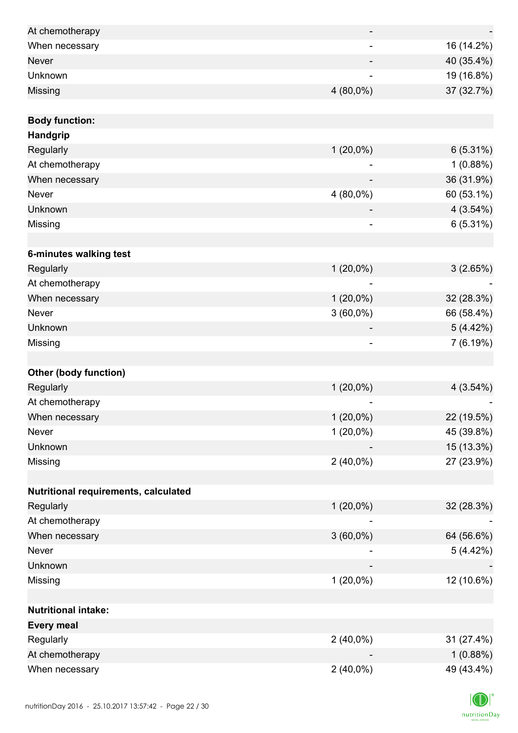| | | |
|---|---|---|
| At chemotherapy | - | - |
| When necessary | - | 16 (14.2%) |
| Never | - | 40 (35.4%) |
| Unknown | - | 19 (16.8%) |
| Missing | 4 (80,0%) | 37 (32.7%) |
| | | |
| **Body function:** | | |
| **Handgrip** | | |
| Regularly | 1 (20,0%) | 6 (5.31%) |
| At chemotherapy | - | 1 (0.88%) |
| When necessary | - | 36 (31.9%) |
| Never | 4 (80,0%) | 60 (53.1%) |
| Unknown | - | 4 (3.54%) |
| Missing | - | 6 (5.31%) |
| | | |
| **6-minutes walking test** | | |
| Regularly | 1 (20,0%) | 3 (2.65%) |
| At chemotherapy | - | - |
| When necessary | 1 (20,0%) | 32 (28.3%) |
| Never | 3 (60,0%) | 66 (58.4%) |
| Unknown | - | 5 (4.42%) |
| Missing | - | 7 (6.19%) |
| | | |
| **Other (body function)** | | |
| Regularly | 1 (20,0%) | 4 (3.54%) |
| At chemotherapy | - | - |
| When necessary | 1 (20,0%) | 22 (19.5%) |
| Never | 1 (20,0%) | 45 (39.8%) |
| Unknown | - | 15 (13.3%) |
| Missing | 2 (40,0%) | 27 (23.9%) |
| | | |
| **Nutritional requirements, calculated** | | |
| Regularly | 1 (20,0%) | 32 (28.3%) |
| At chemotherapy | - | - |
| When necessary | 3 (60,0%) | 64 (56.6%) |
| Never | - | 5 (4.42%) |
| Unknown | - | - |
| Missing | 1 (20,0%) | 12 (10.6%) |
| | | |
| **Nutritional intake:** | | |
| **Every meal** | | |
| Regularly | 2 (40,0%) | 31 (27.4%) |
| At chemotherapy | - | 1 (0.88%) |
| When necessary | 2 (40,0%) | 49 (43.4%) |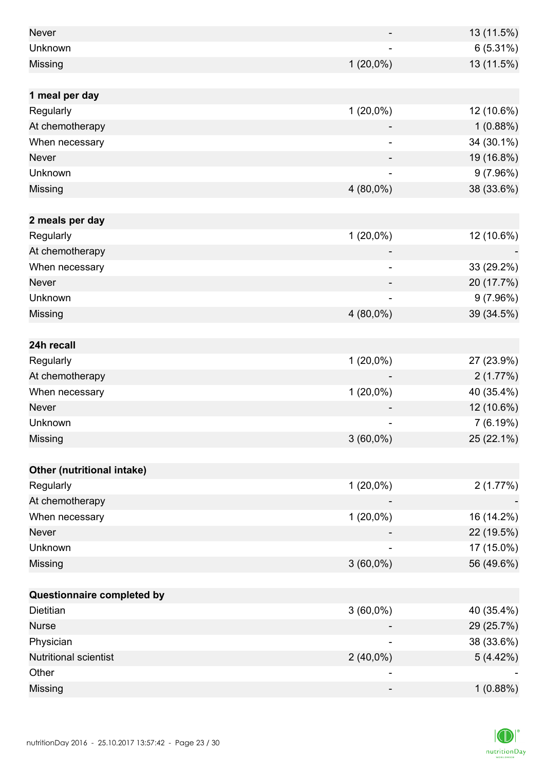| | | |
|---|---|---|
| Never | - | 13 (11.5%) |
| Unknown | - | 6 (5.31%) |
| Missing | 1 (20,0%) | 13 (11.5%) |
| | | |
| **1 meal per day** | | |
| Regularly | 1 (20,0%) | 12 (10.6%) |
| At chemotherapy | - | 1 (0.88%) |
| When necessary | - | 34 (30.1%) |
| Never | - | 19 (16.8%) |
| Unknown | - | 9 (7.96%) |
| Missing | 4 (80,0%) | 38 (33.6%) |
| | | |
| **2 meals per day** | | |
| Regularly | 1 (20,0%) | 12 (10.6%) |
| At chemotherapy | - | - |
| When necessary | - | 33 (29.2%) |
| Never | - | 20 (17.7%) |
| Unknown | - | 9 (7.96%) |
| Missing | 4 (80,0%) | 39 (34.5%) |
| | | |
| **24h recall** | | |
| Regularly | 1 (20,0%) | 27 (23.9%) |
| At chemotherapy | - | 2 (1.77%) |
| When necessary | 1 (20,0%) | 40 (35.4%) |
| Never | - | 12 (10.6%) |
| Unknown | - | 7 (6.19%) |
| Missing | 3 (60,0%) | 25 (22.1%) |
| | | |
| **Other (nutritional intake)** | | |
| Regularly | 1 (20,0%) | 2 (1.77%) |
| At chemotherapy | - | - |
| When necessary | 1 (20,0%) | 16 (14.2%) |
| Never | - | 22 (19.5%) |
| Unknown | - | 17 (15.0%) |
| Missing | 3 (60,0%) | 56 (49.6%) |
| | | |
| **Questionnaire completed by** | | |
| Dietitian | 3 (60,0%) | 40 (35.4%) |
| Nurse | - | 29 (25.7%) |
| Physician | - | 38 (33.6%) |
| Nutritional scientist | 2 (40,0%) | 5 (4.42%) |
| Other | - | - |
| Missing | - | 1 (0.88%) |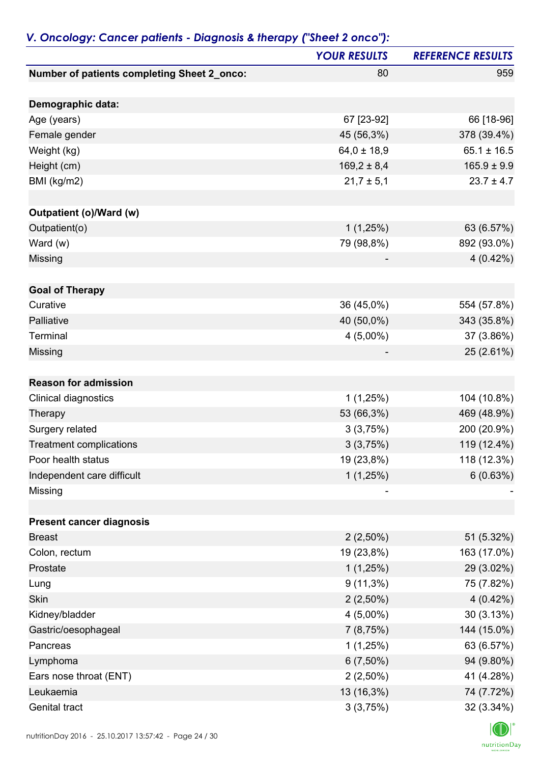## *V. Oncology: Cancer patients - Diagnosis & therapy ("Sheet 2 onco"):*

| | *YOUR RESULTS* | *REFERENCE RESULTS* |
|---|---|---|
| **Number of patients completing Sheet 2_onco:** | 80 | 959 |
| | | |
| **Demographic data:** | | |
| Age (years) | 67 [23-92] | 66 [18-96] |
| Female gender | 45 (56,3%) | 378 (39.4%) |
| Weight (kg) | 64,0 ± 18,9 | 65.1 ± 16.5 |
| Height (cm) | 169,2 ± 8,4 | 165.9 ± 9.9 |
| BMI (kg/m2) | 21,7 ± 5,1 | 23.7 ± 4.7 |
| | | |
| **Outpatient (o)/Ward (w)** | | |
| Outpatient(o) | 1 (1,25%) | 63 (6.57%) |
| Ward (w) | 79 (98,8%) | 892 (93.0%) |
| Missing | - | 4 (0.42%) |
| | | |
| **Goal of Therapy** | | |
| Curative | 36 (45,0%) | 554 (57.8%) |
| Palliative | 40 (50,0%) | 343 (35.8%) |
| Terminal | 4 (5,00%) | 37 (3.86%) |
| Missing | - | 25 (2.61%) |
| | | |
| **Reason for admission** | | |
| Clinical diagnostics | 1 (1,25%) | 104 (10.8%) |
| Therapy | 53 (66,3%) | 469 (48.9%) |
| Surgery related | 3 (3,75%) | 200 (20.9%) |
| Treatment complications | 3 (3,75%) | 119 (12.4%) |
| Poor health status | 19 (23,8%) | 118 (12.3%) |
| Independent care difficult | 1 (1,25%) | 6 (0.63%) |
| Missing | - | - |
| | | |
| **Present cancer diagnosis** | | |
| Breast | 2 (2,50%) | 51 (5.32%) |
| Colon, rectum | 19 (23,8%) | 163 (17.0%) |
| Prostate | 1 (1,25%) | 29 (3.02%) |
| Lung | 9 (11,3%) | 75 (7.82%) |
| Skin | 2 (2,50%) | 4 (0.42%) |
| Kidney/bladder | 4 (5,00%) | 30 (3.13%) |
| Gastric/oesophageal | 7 (8,75%) | 144 (15.0%) |
| Pancreas | 1 (1,25%) | 63 (6.57%) |
| Lymphoma | 6 (7,50%) | 94 (9.80%) |
| Ears nose throat (ENT) | 2 (2,50%) | 41 (4.28%) |
| Leukaemia | 13 (16,3%) | 74 (7.72%) |
| Genital tract | 3 (3,75%) | 32 (3.34%) |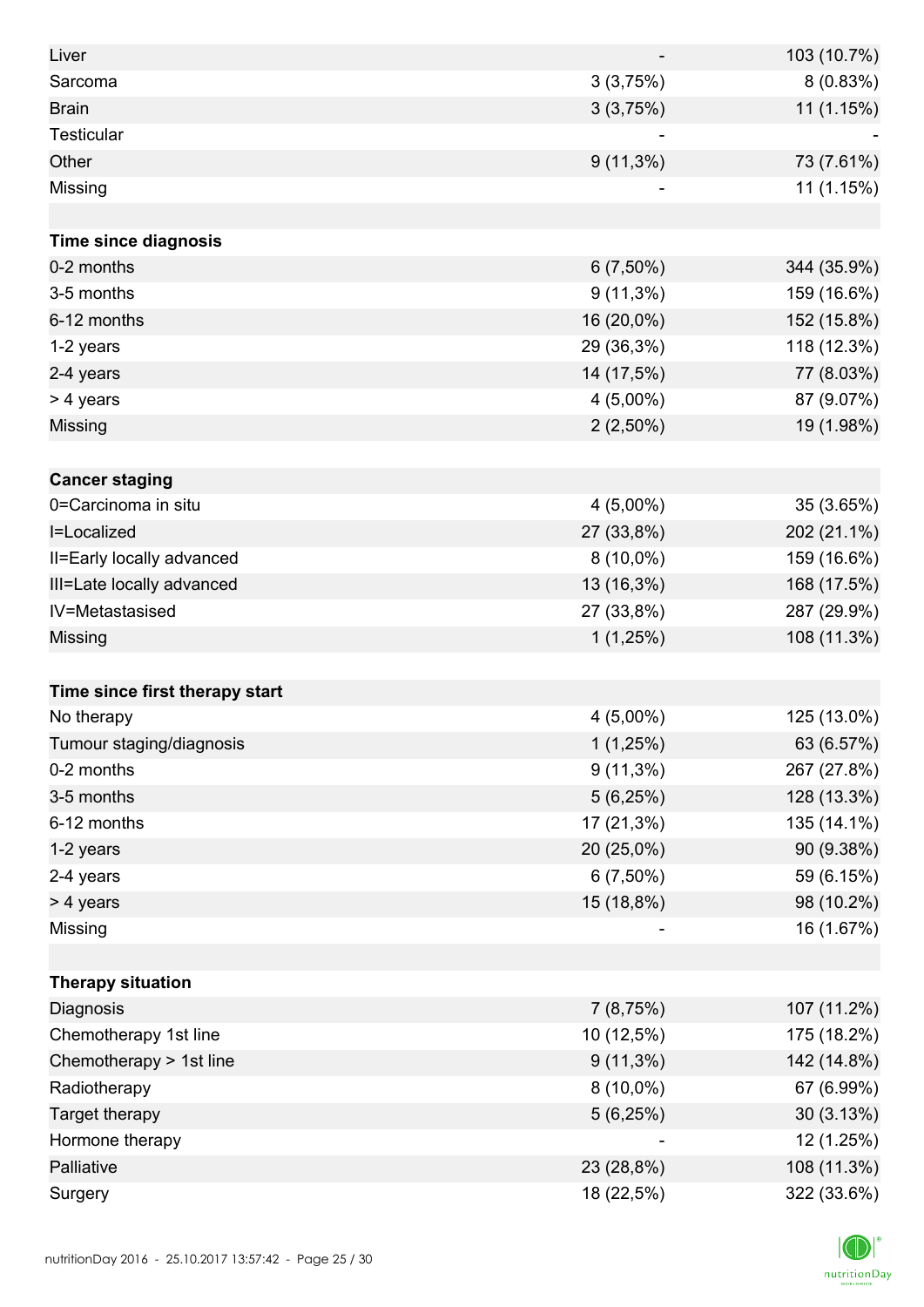| | | |
|---|---|---|
| Liver | - | 103 (10.7%) |
| Sarcoma | 3 (3,75%) | 8 (0.83%) |
| Brain | 3 (3,75%) | 11 (1.15%) |
| Testicular | - | - |
| Other | 9 (11,3%) | 73 (7.61%) |
| Missing | - | 11 (1.15%) |
| | | |
| **Time since diagnosis** | | |
| 0-2 months | 6 (7,50%) | 344 (35.9%) |
| 3-5 months | 9 (11,3%) | 159 (16.6%) |
| 6-12 months | 16 (20,0%) | 152 (15.8%) |
| 1-2 years | 29 (36,3%) | 118 (12.3%) |
| 2-4 years | 14 (17,5%) | 77 (8.03%) |
| > 4 years | 4 (5,00%) | 87 (9.07%) |
| Missing | 2 (2,50%) | 19 (1.98%) |
| | | |
| **Cancer staging** | | |
| 0=Carcinoma in situ | 4 (5,00%) | 35 (3.65%) |
| I=Localized | 27 (33,8%) | 202 (21.1%) |
| II=Early locally advanced | 8 (10,0%) | 159 (16.6%) |
| III=Late locally advanced | 13 (16,3%) | 168 (17.5%) |
| IV=Metastasised | 27 (33,8%) | 287 (29.9%) |
| Missing | 1 (1,25%) | 108 (11.3%) |
| | | |
| **Time since first therapy start** | | |
| No therapy | 4 (5,00%) | 125 (13.0%) |
| Tumour staging/diagnosis | 1 (1,25%) | 63 (6.57%) |
| 0-2 months | 9 (11,3%) | 267 (27.8%) |
| 3-5 months | 5 (6,25%) | 128 (13.3%) |
| 6-12 months | 17 (21,3%) | 135 (14.1%) |
| 1-2 years | 20 (25,0%) | 90 (9.38%) |
| 2-4 years | 6 (7,50%) | 59 (6.15%) |
| > 4 years | 15 (18,8%) | 98 (10.2%) |
| Missing | - | 16 (1.67%) |
| | | |
| **Therapy situation** | | |
| Diagnosis | 7 (8,75%) | 107 (11.2%) |
| Chemotherapy 1st line | 10 (12,5%) | 175 (18.2%) |
| Chemotherapy > 1st line | 9 (11,3%) | 142 (14.8%) |
| Radiotherapy | 8 (10,0%) | 67 (6.99%) |
| Target therapy | 5 (6,25%) | 30 (3.13%) |
| Hormone therapy | - | 12 (1.25%) |
| Palliative | 23 (28,8%) | 108 (11.3%) |
| Surgery | 18 (22,5%) | 322 (33.6%) |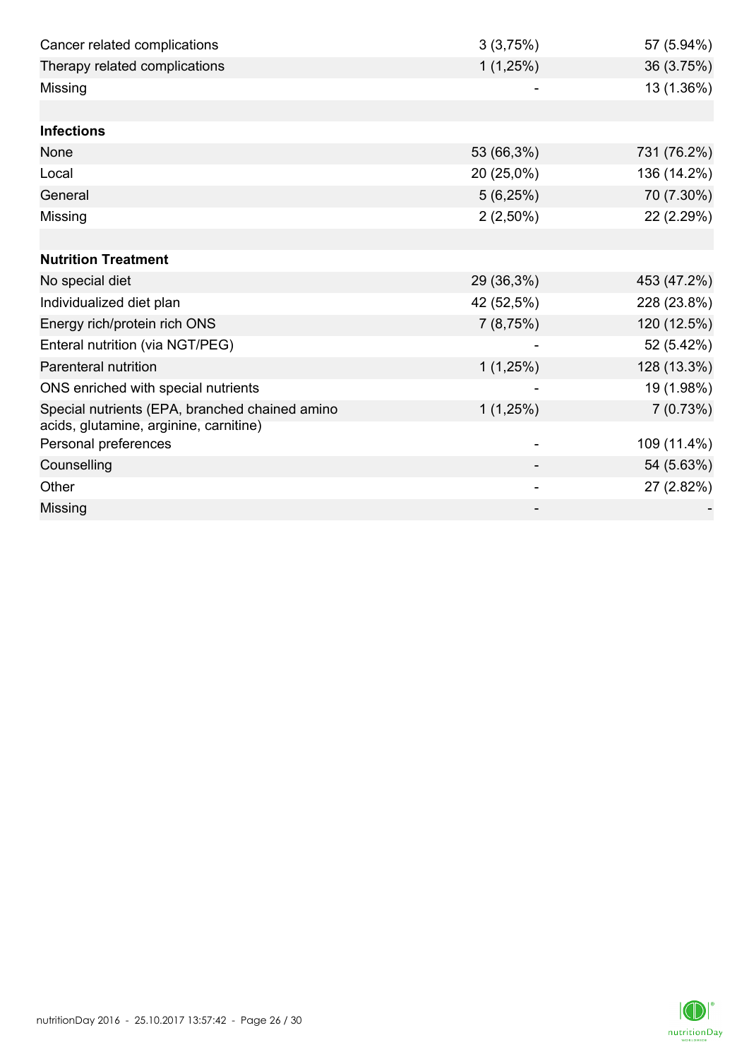| | | |
|---|---|---|
| Cancer related complications | 3 (3,75%) | 57 (5.94%) |
| Therapy related complications | 1 (1,25%) | 36 (3.75%) |
| Missing | - | 13 (1.36%) |
| | | |
| **Infections** | | |
| None | 53 (66,3%) | 731 (76.2%) |
| Local | 20 (25,0%) | 136 (14.2%) |
| General | 5 (6,25%) | 70 (7.30%) |
| Missing | 2 (2,50%) | 22 (2.29%) |
| | | |
| **Nutrition Treatment** | | |
| No special diet | 29 (36,3%) | 453 (47.2%) |
| Individualized diet plan | 42 (52,5%) | 228 (23.8%) |
| Energy rich/protein rich ONS | 7 (8,75%) | 120 (12.5%) |
| Enteral nutrition (via NGT/PEG) | - | 52 (5.42%) |
| Parenteral nutrition | 1 (1,25%) | 128 (13.3%) |
| ONS enriched with special nutrients | - | 19 (1.98%) |
| Special nutrients (EPA, branched chained amino acids, glutamine, arginine, carnitine) | 1 (1,25%) | 7 (0.73%) |
| Personal preferences | - | 109 (11.4%) |
| Counselling | - | 54 (5.63%) |
| Other | - | 27 (2.82%) |
| Missing | - | - |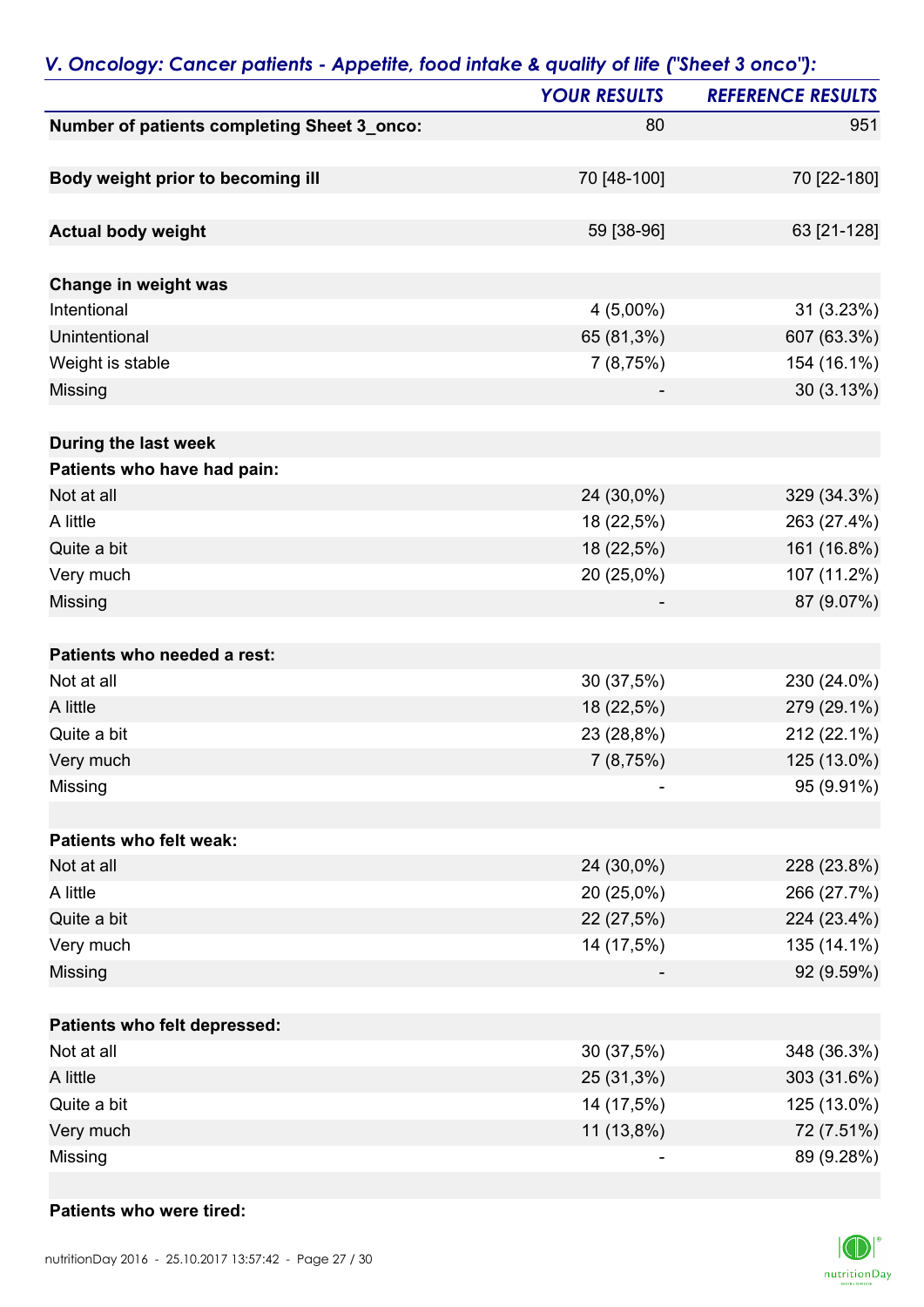## *V. Oncology: Cancer patients - Appetite, food intake & quality of life ("Sheet 3 onco"):*

| | *YOUR RESULTS* | *REFERENCE RESULTS* |
|---|---|---|
| **Number of patients completing Sheet 3_onco:** | 80 | 951 |
| | | |
| **Body weight prior to becoming ill** | 70 [48-100] | 70 [22-180] |
| | | |
| **Actual body weight** | 59 [38-96] | 63 [21-128] |
| | | |
| **Change in weight was** | | |
| Intentional | 4 (5,00%) | 31 (3.23%) |
| Unintentional | 65 (81,3%) | 607 (63.3%) |
| Weight is stable | 7 (8,75%) | 154 (16.1%) |
| Missing | - | 30 (3.13%) |
| | | |
| **During the last week** | | |
| **Patients who have had pain:** | | |
| Not at all | 24 (30,0%) | 329 (34.3%) |
| A little | 18 (22,5%) | 263 (27.4%) |
| Quite a bit | 18 (22,5%) | 161 (16.8%) |
| Very much | 20 (25,0%) | 107 (11.2%) |
| Missing | - | 87 (9.07%) |
| | | |
| **Patients who needed a rest:** | | |
| Not at all | 30 (37,5%) | 230 (24.0%) |
| A little | 18 (22,5%) | 279 (29.1%) |
| Quite a bit | 23 (28,8%) | 212 (22.1%) |
| Very much | 7 (8,75%) | 125 (13.0%) |
| Missing | - | 95 (9.91%) |
| | | |
| **Patients who felt weak:** | | |
| Not at all | 24 (30,0%) | 228 (23.8%) |
| A little | 20 (25,0%) | 266 (27.7%) |
| Quite a bit | 22 (27,5%) | 224 (23.4%) |
| Very much | 14 (17,5%) | 135 (14.1%) |
| Missing | - | 92 (9.59%) |
| | | |
| **Patients who felt depressed:** | | |
| Not at all | 30 (37,5%) | 348 (36.3%) |
| A little | 25 (31,3%) | 303 (31.6%) |
| Quite a bit | 14 (17,5%) | 125 (13.0%) |
| Very much | 11 (13,8%) | 72 (7.51%) |
| Missing | - | 89 (9.28%) |
| | | |
| **Patients who were tired:** | | |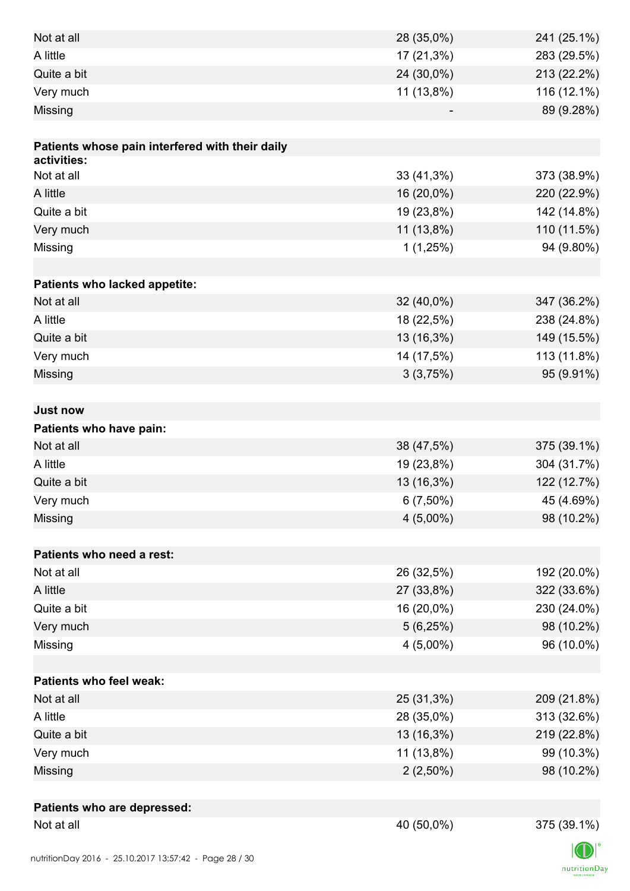| | | |
|---|---|---|
| Not at all | 28 (35,0%) | 241 (25.1%) |
| A little | 17 (21,3%) | 283 (29.5%) |
| Quite a bit | 24 (30,0%) | 213 (22.2%) |
| Very much | 11 (13,8%) | 116 (12.1%) |
| Missing | - | 89 (9.28%) |
| | | |
| **Patients whose pain interfered with their daily activities:** | | |
| Not at all | 33 (41,3%) | 373 (38.9%) |
| A little | 16 (20,0%) | 220 (22.9%) |
| Quite a bit | 19 (23,8%) | 142 (14.8%) |
| Very much | 11 (13,8%) | 110 (11.5%) |
| Missing | 1 (1,25%) | 94 (9.80%) |
| | | |
| **Patients who lacked appetite:** | | |
| Not at all | 32 (40,0%) | 347 (36.2%) |
| A little | 18 (22,5%) | 238 (24.8%) |
| Quite a bit | 13 (16,3%) | 149 (15.5%) |
| Very much | 14 (17,5%) | 113 (11.8%) |
| Missing | 3 (3,75%) | 95 (9.91%) |
| | | |
| **Just now** | | |
| **Patients who have pain:** | | |
| Not at all | 38 (47,5%) | 375 (39.1%) |
| A little | 19 (23,8%) | 304 (31.7%) |
| Quite a bit | 13 (16,3%) | 122 (12.7%) |
| Very much | 6 (7,50%) | 45 (4.69%) |
| Missing | 4 (5,00%) | 98 (10.2%) |
| | | |
| **Patients who need a rest:** | | |
| Not at all | 26 (32,5%) | 192 (20.0%) |
| A little | 27 (33,8%) | 322 (33.6%) |
| Quite a bit | 16 (20,0%) | 230 (24.0%) |
| Very much | 5 (6,25%) | 98 (10.2%) |
| Missing | 4 (5,00%) | 96 (10.0%) |
| | | |
| **Patients who feel weak:** | | |
| Not at all | 25 (31,3%) | 209 (21.8%) |
| A little | 28 (35,0%) | 313 (32.6%) |
| Quite a bit | 13 (16,3%) | 219 (22.8%) |
| Very much | 11 (13,8%) | 99 (10.3%) |
| Missing | 2 (2,50%) | 98 (10.2%) |
| | | |
| **Patients who are depressed:** | | |
| Not at all | 40 (50,0%) | 375 (39.1%) |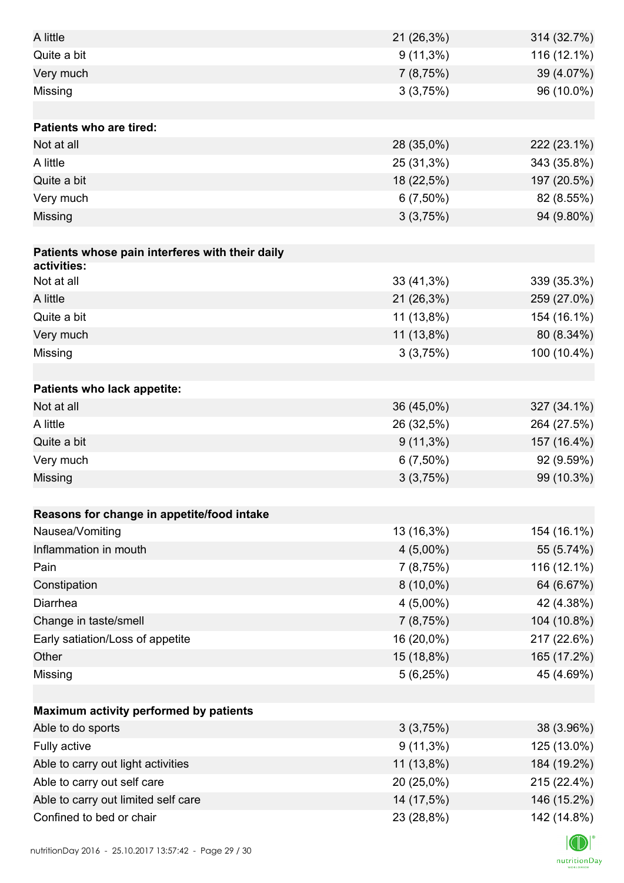| | | |
|---|---|---|
| A little | 21 (26,3%) | 314 (32.7%) |
| Quite a bit | 9 (11,3%) | 116 (12.1%) |
| Very much | 7 (8,75%) | 39 (4.07%) |
| Missing | 3 (3,75%) | 96 (10.0%) |
| | | |
| **Patients who are tired:** | | |
| Not at all | 28 (35,0%) | 222 (23.1%) |
| A little | 25 (31,3%) | 343 (35.8%) |
| Quite a bit | 18 (22,5%) | 197 (20.5%) |
| Very much | 6 (7,50%) | 82 (8.55%) |
| Missing | 3 (3,75%) | 94 (9.80%) |
| | | |
| **Patients whose pain interferes with their daily activities:** | | |
| Not at all | 33 (41,3%) | 339 (35.3%) |
| A little | 21 (26,3%) | 259 (27.0%) |
| Quite a bit | 11 (13,8%) | 154 (16.1%) |
| Very much | 11 (13,8%) | 80 (8.34%) |
| Missing | 3 (3,75%) | 100 (10.4%) |
| | | |
| **Patients who lack appetite:** | | |
| Not at all | 36 (45,0%) | 327 (34.1%) |
| A little | 26 (32,5%) | 264 (27.5%) |
| Quite a bit | 9 (11,3%) | 157 (16.4%) |
| Very much | 6 (7,50%) | 92 (9.59%) |
| Missing | 3 (3,75%) | 99 (10.3%) |
| | | |
| **Reasons for change in appetite/food intake** | | |
| Nausea/Vomiting | 13 (16,3%) | 154 (16.1%) |
| Inflammation in mouth | 4 (5,00%) | 55 (5.74%) |
| Pain | 7 (8,75%) | 116 (12.1%) |
| Constipation | 8 (10,0%) | 64 (6.67%) |
| Diarrhea | 4 (5,00%) | 42 (4.38%) |
| Change in taste/smell | 7 (8,75%) | 104 (10.8%) |
| Early satiation/Loss of appetite | 16 (20,0%) | 217 (22.6%) |
| Other | 15 (18,8%) | 165 (17.2%) |
| Missing | 5 (6,25%) | 45 (4.69%) |
| | | |
| **Maximum activity performed by patients** | | |
| Able to do sports | 3 (3,75%) | 38 (3.96%) |
| Fully active | 9 (11,3%) | 125 (13.0%) |
| Able to carry out light activities | 11 (13,8%) | 184 (19.2%) |
| Able to carry out self care | 20 (25,0%) | 215 (22.4%) |
| Able to carry out limited self care | 14 (17,5%) | 146 (15.2%) |
| Confined to bed or chair | 23 (28,8%) | 142 (14.8%) |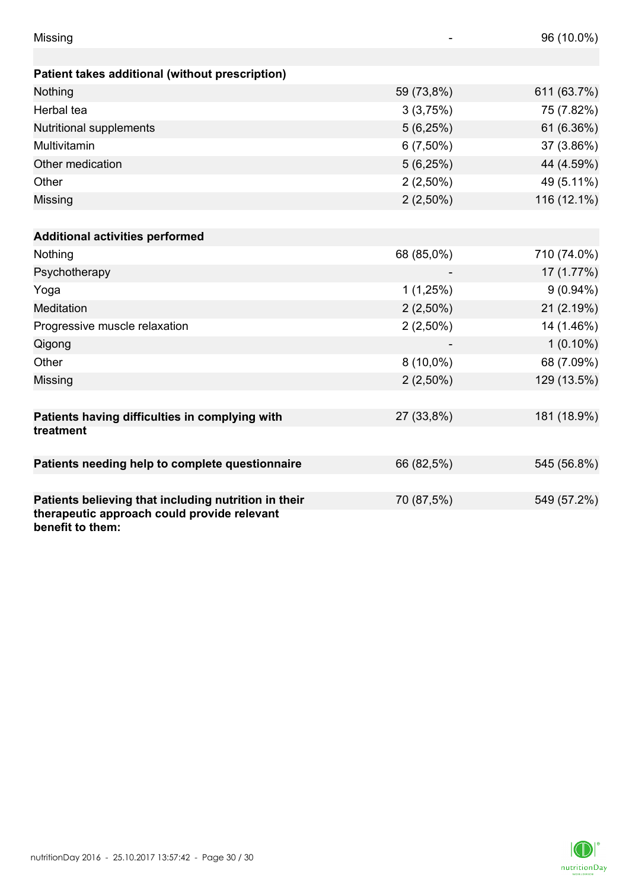| | | |
|---|---|---|
| Missing | - | 96 (10.0%) |
| | | |
| **Patient takes additional (without prescription)** | | |
| Nothing | 59 (73,8%) | 611 (63.7%) |
| Herbal tea | 3 (3,75%) | 75 (7.82%) |
| Nutritional supplements | 5 (6,25%) | 61 (6.36%) |
| Multivitamin | 6 (7,50%) | 37 (3.86%) |
| Other medication | 5 (6,25%) | 44 (4.59%) |
| Other | 2 (2,50%) | 49 (5.11%) |
| Missing | 2 (2,50%) | 116 (12.1%) |
| | | |
| **Additional activities performed** | | |
| Nothing | 68 (85,0%) | 710 (74.0%) |
| Psychotherapy | - | 17 (1.77%) |
| Yoga | 1 (1,25%) | 9 (0.94%) |
| Meditation | 2 (2,50%) | 21 (2.19%) |
| Progressive muscle relaxation | 2 (2,50%) | 14 (1.46%) |
| Qigong | - | 1 (0.10%) |
| Other | 8 (10,0%) | 68 (7.09%) |
| Missing | 2 (2,50%) | 129 (13.5%) |
| | | |
| **Patients having difficulties in complying with treatment** | 27 (33,8%) | 181 (18.9%) |
| | | |
| **Patients needing help to complete questionnaire** | 66 (82,5%) | 545 (56.8%) |
| | | |
| **Patients believing that including nutrition in their therapeutic approach could provide relevant benefit to them:** | 70 (87,5%) | 549 (57.2%) |